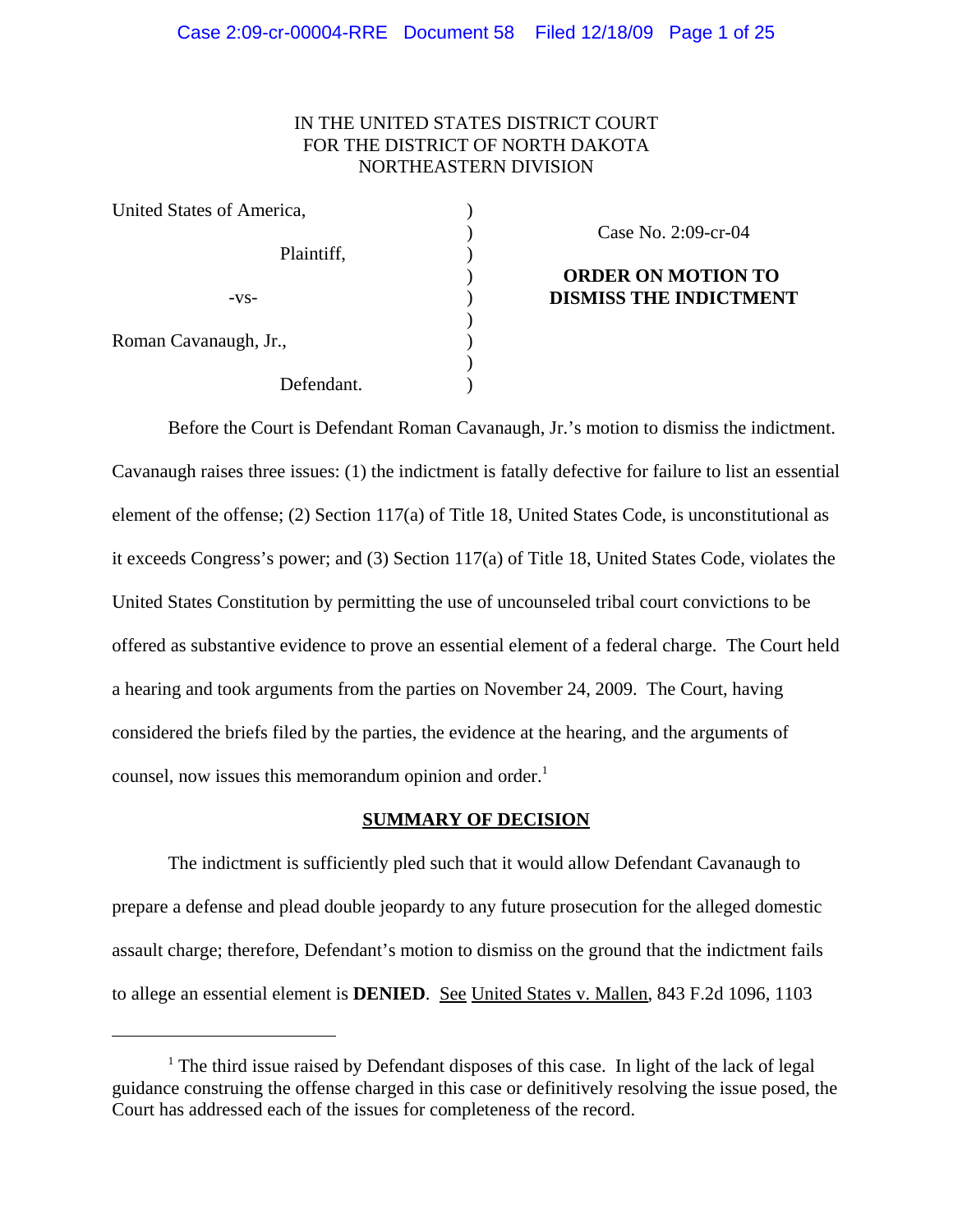IN THE UNITED STATES DISTRICT COURT
FOR THE DISTRICT OF NORTH DAKOTA
NORTHEASTERN DIVISION

| | | |
|---|---|---|
| United States of America, | ) | |
| | ) | Case No. 2:09-cr-04 |
| Plaintiff, | ) | |
| | ) | **ORDER ON MOTION TO** |
| -vs- | ) | **DISMISS THE INDICTMENT** |
| | ) | |
| Roman Cavanaugh, Jr., | ) | |
| | ) | |
| Defendant. | ) | |

Before the Court is Defendant Roman Cavanaugh, Jr.'s motion to dismiss the indictment. Cavanaugh raises three issues: (1) the indictment is fatally defective for failure to list an essential element of the offense; (2) Section 117(a) of Title 18, United States Code, is unconstitutional as it exceeds Congress's power; and (3) Section 117(a) of Title 18, United States Code, violates the United States Constitution by permitting the use of uncounseled tribal court convictions to be offered as substantive evidence to prove an essential element of a federal charge. The Court held a hearing and took arguments from the parties on November 24, 2009. The Court, having considered the briefs filed by the parties, the evidence at the hearing, and the arguments of counsel, now issues this memorandum opinion and order.[1]

## SUMMARY OF DECISION

The indictment is sufficiently pled such that it would allow Defendant Cavanaugh to prepare a defense and plead double jeopardy to any future prosecution for the alleged domestic assault charge; therefore, Defendant's motion to dismiss on the ground that the indictment fails to allege an essential element is **DENIED**. See United States v. Mallen, 843 F.2d 1096, 1103

[1] The third issue raised by Defendant disposes of this case. In light of the lack of legal guidance construing the offense charged in this case or definitively resolving the issue posed, the Court has addressed each of the issues for completeness of the record.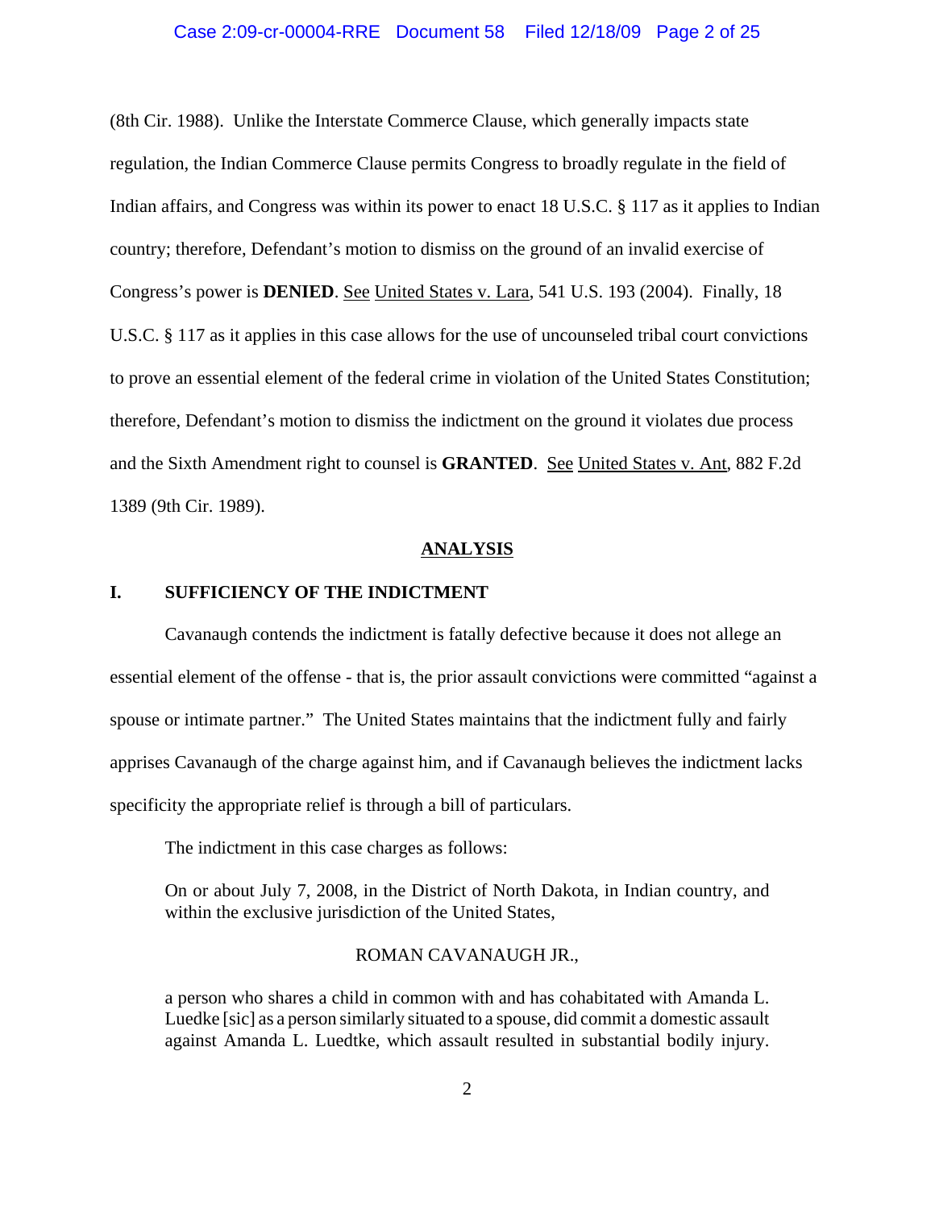(8th Cir. 1988). Unlike the Interstate Commerce Clause, which generally impacts state regulation, the Indian Commerce Clause permits Congress to broadly regulate in the field of Indian affairs, and Congress was within its power to enact 18 U.S.C. § 117 as it applies to Indian country; therefore, Defendant's motion to dismiss on the ground of an invalid exercise of Congress's power is **DENIED**. See United States v. Lara, 541 U.S. 193 (2004). Finally, 18 U.S.C. § 117 as it applies in this case allows for the use of uncounseled tribal court convictions to prove an essential element of the federal crime in violation of the United States Constitution; therefore, Defendant's motion to dismiss the indictment on the ground it violates due process and the Sixth Amendment right to counsel is **GRANTED**. See United States v. Ant, 882 F.2d 1389 (9th Cir. 1989).

## ANALYSIS

### I. SUFFICIENCY OF THE INDICTMENT

Cavanaugh contends the indictment is fatally defective because it does not allege an essential element of the offense - that is, the prior assault convictions were committed "against a spouse or intimate partner." The United States maintains that the indictment fully and fairly apprises Cavanaugh of the charge against him, and if Cavanaugh believes the indictment lacks specificity the appropriate relief is through a bill of particulars.

The indictment in this case charges as follows:

> On or about July 7, 2008, in the District of North Dakota, in Indian country, and within the exclusive jurisdiction of the United States,
>
> ROMAN CAVANAUGH JR.,
>
> a person who shares a child in common with and has cohabitated with Amanda L. Luedke [sic] as a person similarly situated to a spouse, did commit a domestic assault against Amanda L. Luedtke, which assault resulted in substantial bodily injury.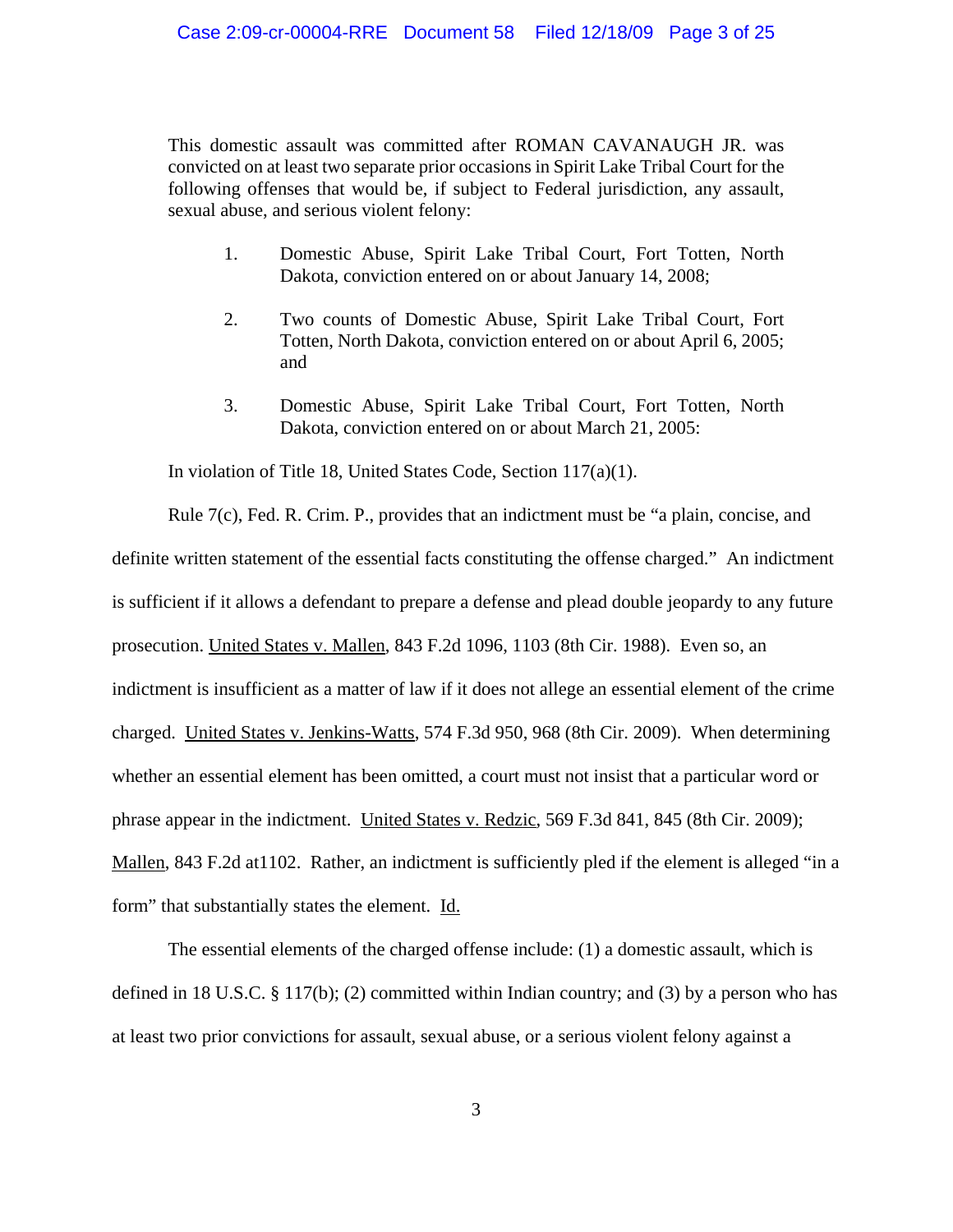This domestic assault was committed after ROMAN CAVANAUGH JR. was convicted on at least two separate prior occasions in Spirit Lake Tribal Court for the following offenses that would be, if subject to Federal jurisdiction, any assault, sexual abuse, and serious violent felony:

1. Domestic Abuse, Spirit Lake Tribal Court, Fort Totten, North Dakota, conviction entered on or about January 14, 2008;

2. Two counts of Domestic Abuse, Spirit Lake Tribal Court, Fort Totten, North Dakota, conviction entered on or about April 6, 2005; and

3. Domestic Abuse, Spirit Lake Tribal Court, Fort Totten, North Dakota, conviction entered on or about March 21, 2005:

In violation of Title 18, United States Code, Section 117(a)(1).

Rule 7(c), Fed. R. Crim. P., provides that an indictment must be "a plain, concise, and definite written statement of the essential facts constituting the offense charged." An indictment is sufficient if it allows a defendant to prepare a defense and plead double jeopardy to any future prosecution. United States v. Mallen, 843 F.2d 1096, 1103 (8th Cir. 1988). Even so, an indictment is insufficient as a matter of law if it does not allege an essential element of the crime charged. United States v. Jenkins-Watts, 574 F.3d 950, 968 (8th Cir. 2009). When determining whether an essential element has been omitted, a court must not insist that a particular word or phrase appear in the indictment. United States v. Redzic, 569 F.3d 841, 845 (8th Cir. 2009); Mallen, 843 F.2d at1102. Rather, an indictment is sufficiently pled if the element is alleged "in a form" that substantially states the element. Id.

The essential elements of the charged offense include: (1) a domestic assault, which is defined in 18 U.S.C. § 117(b); (2) committed within Indian country; and (3) by a person who has at least two prior convictions for assault, sexual abuse, or a serious violent felony against a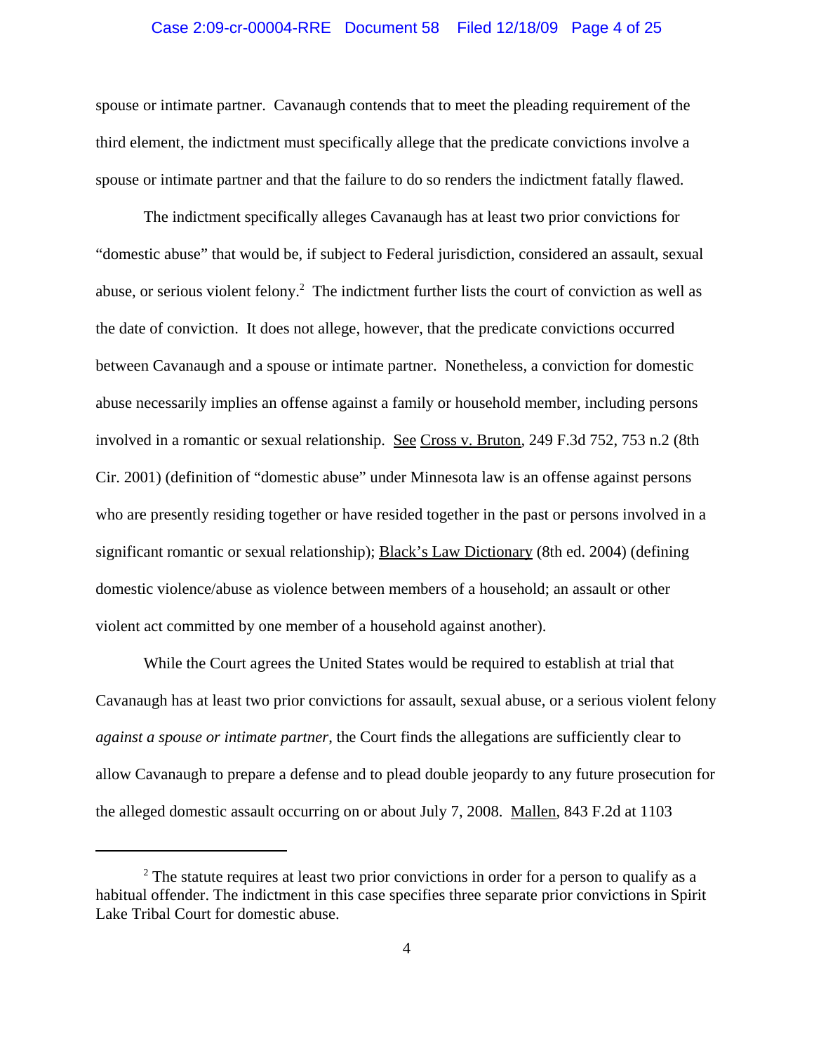spouse or intimate partner. Cavanaugh contends that to meet the pleading requirement of the third element, the indictment must specifically allege that the predicate convictions involve a spouse or intimate partner and that the failure to do so renders the indictment fatally flawed.

The indictment specifically alleges Cavanaugh has at least two prior convictions for "domestic abuse" that would be, if subject to Federal jurisdiction, considered an assault, sexual abuse, or serious violent felony.[2] The indictment further lists the court of conviction as well as the date of conviction. It does not allege, however, that the predicate convictions occurred between Cavanaugh and a spouse or intimate partner. Nonetheless, a conviction for domestic abuse necessarily implies an offense against a family or household member, including persons involved in a romantic or sexual relationship. See Cross v. Bruton, 249 F.3d 752, 753 n.2 (8th Cir. 2001) (definition of "domestic abuse" under Minnesota law is an offense against persons who are presently residing together or have resided together in the past or persons involved in a significant romantic or sexual relationship); Black's Law Dictionary (8th ed. 2004) (defining domestic violence/abuse as violence between members of a household; an assault or other violent act committed by one member of a household against another).

While the Court agrees the United States would be required to establish at trial that Cavanaugh has at least two prior convictions for assault, sexual abuse, or a serious violent felony *against a spouse or intimate partner*, the Court finds the allegations are sufficiently clear to allow Cavanaugh to prepare a defense and to plead double jeopardy to any future prosecution for the alleged domestic assault occurring on or about July 7, 2008. Mallen, 843 F.2d at 1103

---

[2] The statute requires at least two prior convictions in order for a person to qualify as a habitual offender. The indictment in this case specifies three separate prior convictions in Spirit Lake Tribal Court for domestic abuse.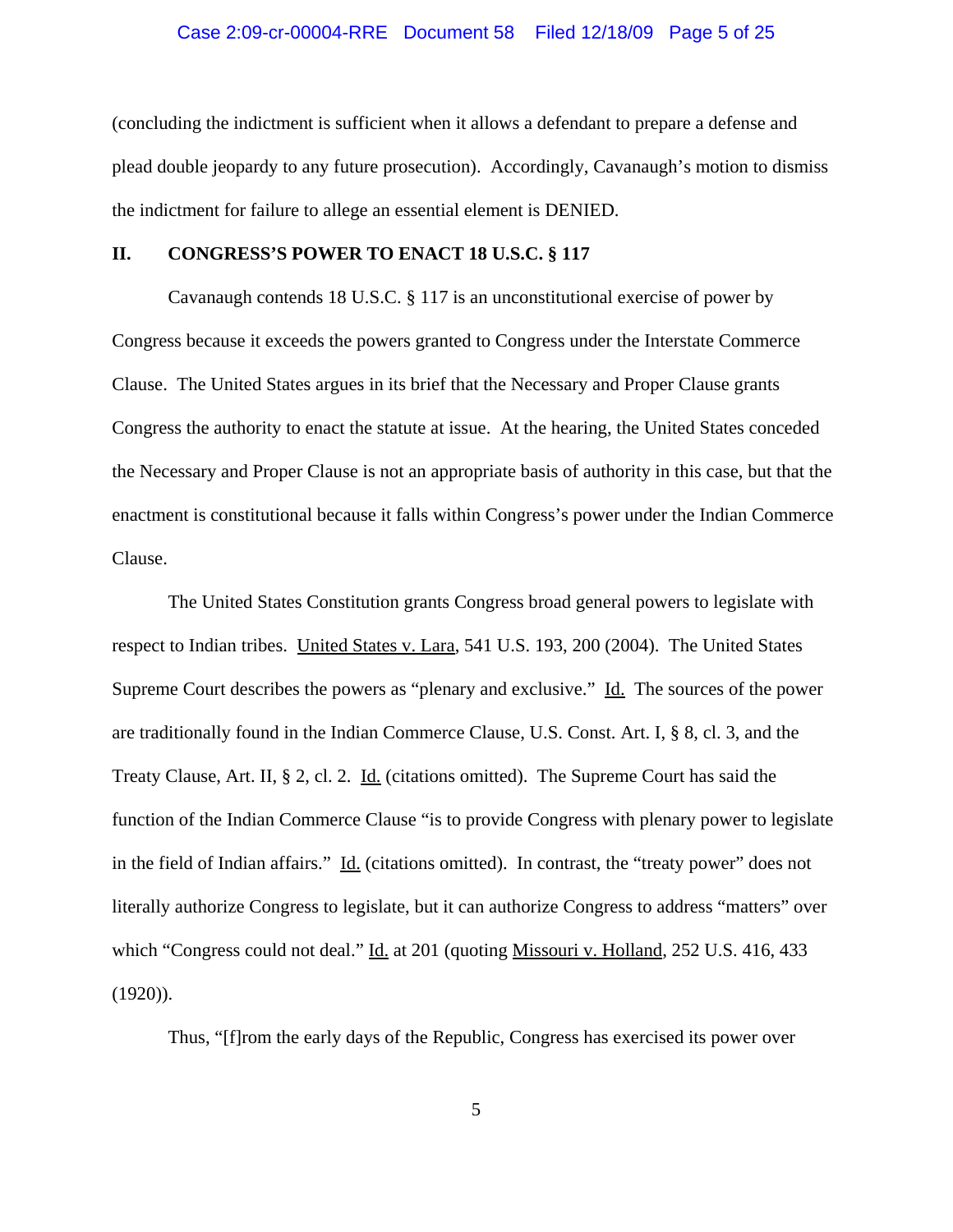(concluding the indictment is sufficient when it allows a defendant to prepare a defense and plead double jeopardy to any future prosecution). Accordingly, Cavanaugh's motion to dismiss the indictment for failure to allege an essential element is DENIED.

## II. CONGRESS'S POWER TO ENACT 18 U.S.C. § 117

Cavanaugh contends 18 U.S.C. § 117 is an unconstitutional exercise of power by Congress because it exceeds the powers granted to Congress under the Interstate Commerce Clause. The United States argues in its brief that the Necessary and Proper Clause grants Congress the authority to enact the statute at issue. At the hearing, the United States conceded the Necessary and Proper Clause is not an appropriate basis of authority in this case, but that the enactment is constitutional because it falls within Congress's power under the Indian Commerce Clause.

The United States Constitution grants Congress broad general powers to legislate with respect to Indian tribes. United States v. Lara, 541 U.S. 193, 200 (2004). The United States Supreme Court describes the powers as "plenary and exclusive." Id. The sources of the power are traditionally found in the Indian Commerce Clause, U.S. Const. Art. I, § 8, cl. 3, and the Treaty Clause, Art. II, § 2, cl. 2. Id. (citations omitted). The Supreme Court has said the function of the Indian Commerce Clause "is to provide Congress with plenary power to legislate in the field of Indian affairs." Id. (citations omitted). In contrast, the "treaty power" does not literally authorize Congress to legislate, but it can authorize Congress to address "matters" over which "Congress could not deal." Id. at 201 (quoting Missouri v. Holland, 252 U.S. 416, 433 (1920)).

Thus, "[f]rom the early days of the Republic, Congress has exercised its power over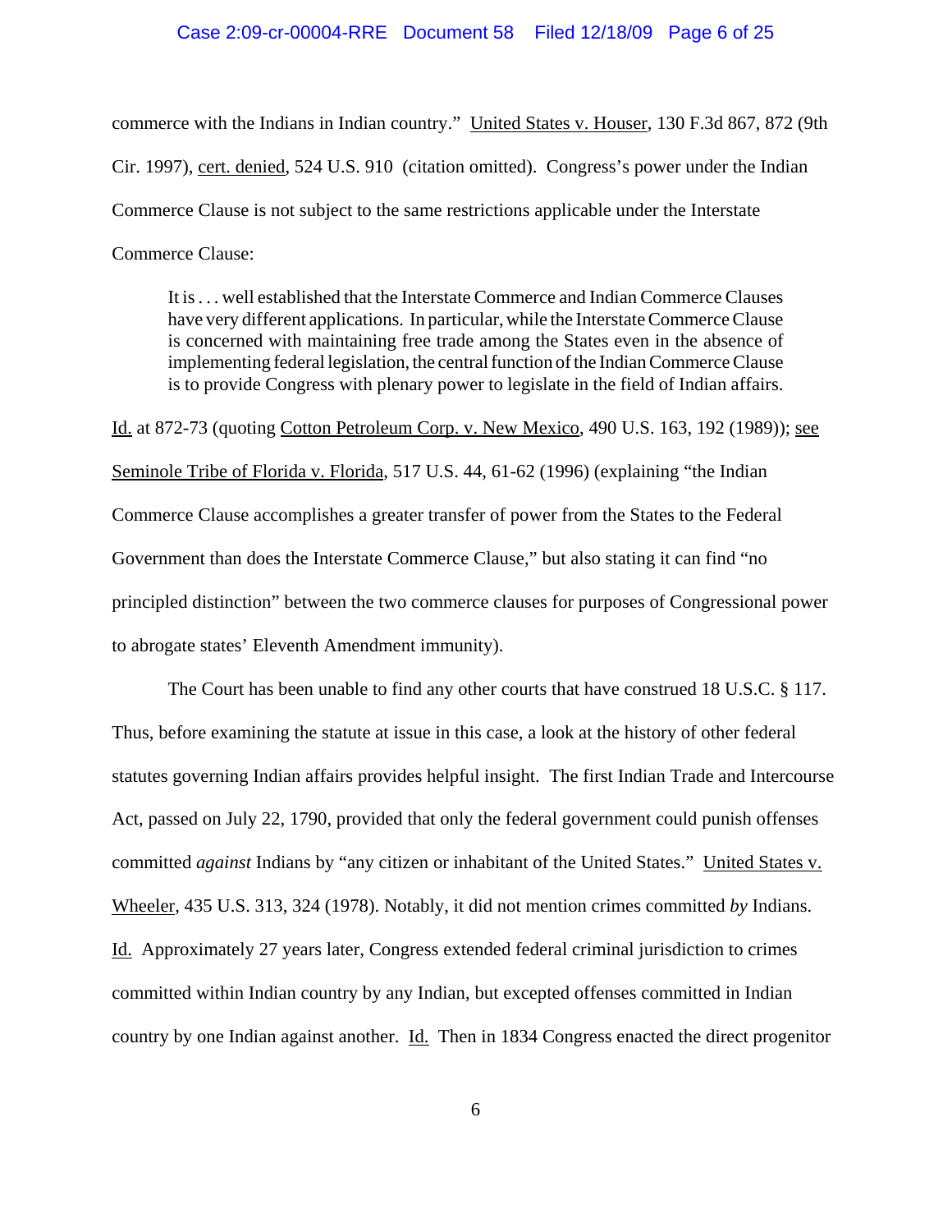commerce with the Indians in Indian country." United States v. Houser, 130 F.3d 867, 872 (9th Cir. 1997), cert. denied, 524 U.S. 910 (citation omitted). Congress's power under the Indian Commerce Clause is not subject to the same restrictions applicable under the Interstate Commerce Clause:

> It is . . . well established that the Interstate Commerce and Indian Commerce Clauses have very different applications. In particular, while the Interstate Commerce Clause is concerned with maintaining free trade among the States even in the absence of implementing federal legislation, the central function of the Indian Commerce Clause is to provide Congress with plenary power to legislate in the field of Indian affairs.

Id. at 872-73 (quoting Cotton Petroleum Corp. v. New Mexico, 490 U.S. 163, 192 (1989)); see Seminole Tribe of Florida v. Florida, 517 U.S. 44, 61-62 (1996) (explaining "the Indian Commerce Clause accomplishes a greater transfer of power from the States to the Federal Government than does the Interstate Commerce Clause," but also stating it can find "no principled distinction" between the two commerce clauses for purposes of Congressional power to abrogate states' Eleventh Amendment immunity).

The Court has been unable to find any other courts that have construed 18 U.S.C. § 117. Thus, before examining the statute at issue in this case, a look at the history of other federal statutes governing Indian affairs provides helpful insight. The first Indian Trade and Intercourse Act, passed on July 22, 1790, provided that only the federal government could punish offenses committed *against* Indians by "any citizen or inhabitant of the United States." United States v. Wheeler, 435 U.S. 313, 324 (1978). Notably, it did not mention crimes committed *by* Indians. Id. Approximately 27 years later, Congress extended federal criminal jurisdiction to crimes committed within Indian country by any Indian, but excepted offenses committed in Indian country by one Indian against another. Id. Then in 1834 Congress enacted the direct progenitor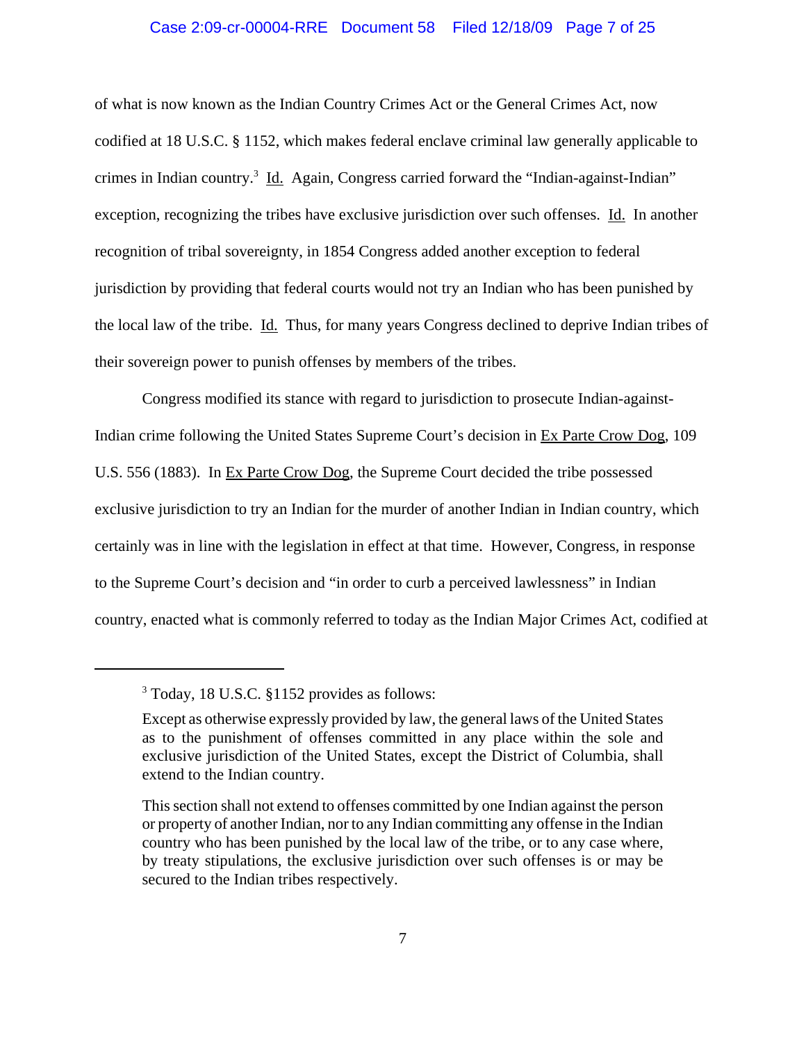of what is now known as the Indian Country Crimes Act or the General Crimes Act, now codified at 18 U.S.C. § 1152, which makes federal enclave criminal law generally applicable to crimes in Indian country.[3] Id. Again, Congress carried forward the "Indian-against-Indian" exception, recognizing the tribes have exclusive jurisdiction over such offenses. Id. In another recognition of tribal sovereignty, in 1854 Congress added another exception to federal jurisdiction by providing that federal courts would not try an Indian who has been punished by the local law of the tribe. Id. Thus, for many years Congress declined to deprive Indian tribes of their sovereign power to punish offenses by members of the tribes.

Congress modified its stance with regard to jurisdiction to prosecute Indian-against-Indian crime following the United States Supreme Court's decision in Ex Parte Crow Dog, 109 U.S. 556 (1883). In Ex Parte Crow Dog, the Supreme Court decided the tribe possessed exclusive jurisdiction to try an Indian for the murder of another Indian in Indian country, which certainly was in line with the legislation in effect at that time. However, Congress, in response to the Supreme Court's decision and "in order to curb a perceived lawlessness" in Indian country, enacted what is commonly referred to today as the Indian Major Crimes Act, codified at

---

[3] Today, 18 U.S.C. §1152 provides as follows:

> Except as otherwise expressly provided by law, the general laws of the United States as to the punishment of offenses committed in any place within the sole and exclusive jurisdiction of the United States, except the District of Columbia, shall extend to the Indian country.
>
> This section shall not extend to offenses committed by one Indian against the person or property of another Indian, nor to any Indian committing any offense in the Indian country who has been punished by the local law of the tribe, or to any case where, by treaty stipulations, the exclusive jurisdiction over such offenses is or may be secured to the Indian tribes respectively.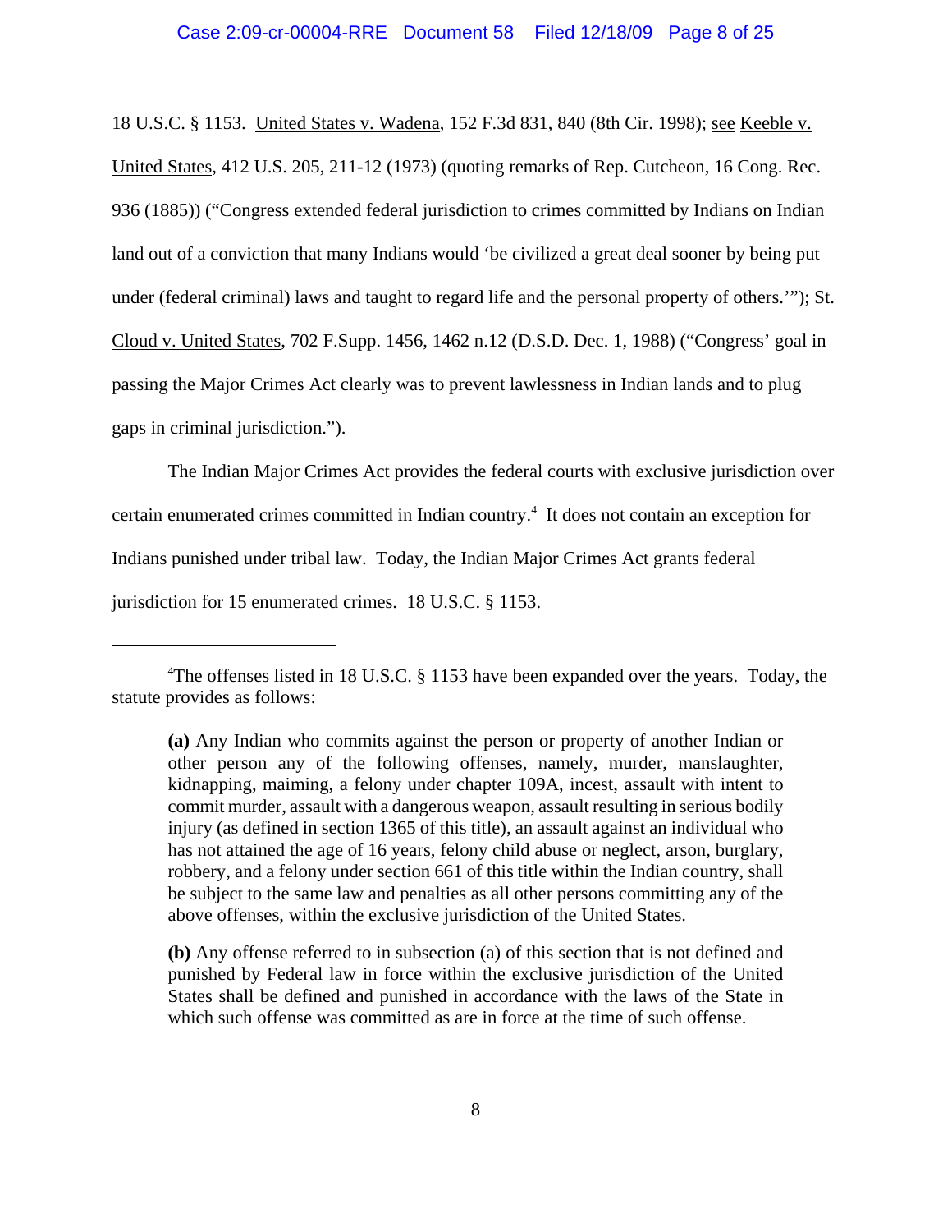18 U.S.C. § 1153. United States v. Wadena, 152 F.3d 831, 840 (8th Cir. 1998); see Keeble v. United States, 412 U.S. 205, 211-12 (1973) (quoting remarks of Rep. Cutcheon, 16 Cong. Rec. 936 (1885)) ("Congress extended federal jurisdiction to crimes committed by Indians on Indian land out of a conviction that many Indians would 'be civilized a great deal sooner by being put under (federal criminal) laws and taught to regard life and the personal property of others.'"); St. Cloud v. United States, 702 F.Supp. 1456, 1462 n.12 (D.S.D. Dec. 1, 1988) ("Congress' goal in passing the Major Crimes Act clearly was to prevent lawlessness in Indian lands and to plug gaps in criminal jurisdiction.").

The Indian Major Crimes Act provides the federal courts with exclusive jurisdiction over certain enumerated crimes committed in Indian country.[4] It does not contain an exception for Indians punished under tribal law. Today, the Indian Major Crimes Act grants federal jurisdiction for 15 enumerated crimes. 18 U.S.C. § 1153.

---

[4]The offenses listed in 18 U.S.C. § 1153 have been expanded over the years. Today, the statute provides as follows:

> **(a)** Any Indian who commits against the person or property of another Indian or other person any of the following offenses, namely, murder, manslaughter, kidnapping, maiming, a felony under chapter 109A, incest, assault with intent to commit murder, assault with a dangerous weapon, assault resulting in serious bodily injury (as defined in section 1365 of this title), an assault against an individual who has not attained the age of 16 years, felony child abuse or neglect, arson, burglary, robbery, and a felony under section 661 of this title within the Indian country, shall be subject to the same law and penalties as all other persons committing any of the above offenses, within the exclusive jurisdiction of the United States.
>
> **(b)** Any offense referred to in subsection (a) of this section that is not defined and punished by Federal law in force within the exclusive jurisdiction of the United States shall be defined and punished in accordance with the laws of the State in which such offense was committed as are in force at the time of such offense.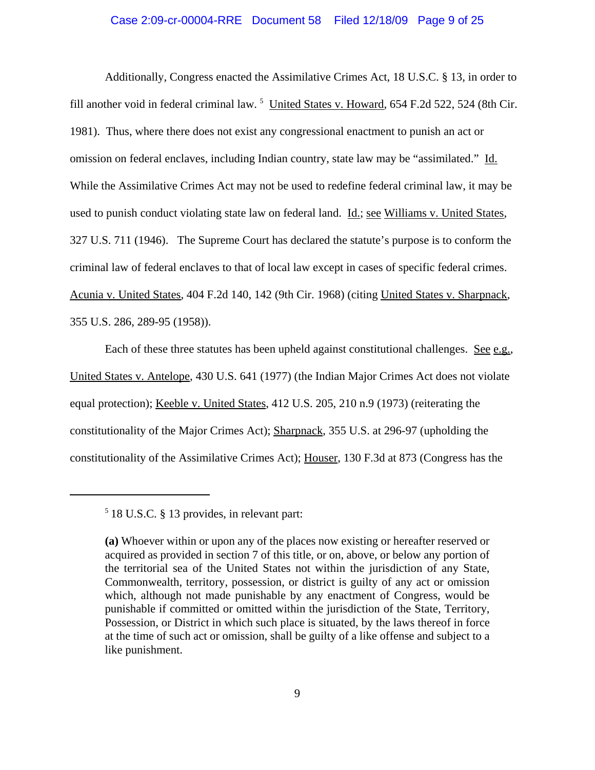Additionally, Congress enacted the Assimilative Crimes Act, 18 U.S.C. § 13, in order to fill another void in federal criminal law. [5] United States v. Howard, 654 F.2d 522, 524 (8th Cir. 1981). Thus, where there does not exist any congressional enactment to punish an act or omission on federal enclaves, including Indian country, state law may be "assimilated." Id. While the Assimilative Crimes Act may not be used to redefine federal criminal law, it may be used to punish conduct violating state law on federal land. Id.; see Williams v. United States, 327 U.S. 711 (1946). The Supreme Court has declared the statute's purpose is to conform the criminal law of federal enclaves to that of local law except in cases of specific federal crimes. Acunia v. United States, 404 F.2d 140, 142 (9th Cir. 1968) (citing United States v. Sharpnack, 355 U.S. 286, 289-95 (1958)).

Each of these three statutes has been upheld against constitutional challenges. See e.g., United States v. Antelope, 430 U.S. 641 (1977) (the Indian Major Crimes Act does not violate equal protection); Keeble v. United States, 412 U.S. 205, 210 n.9 (1973) (reiterating the constitutionality of the Major Crimes Act); Sharpnack, 355 U.S. at 296-97 (upholding the constitutionality of the Assimilative Crimes Act); Houser, 130 F.3d at 873 (Congress has the

---

[5] 18 U.S.C. § 13 provides, in relevant part:

> **(a)** Whoever within or upon any of the places now existing or hereafter reserved or acquired as provided in section 7 of this title, or on, above, or below any portion of the territorial sea of the United States not within the jurisdiction of any State, Commonwealth, territory, possession, or district is guilty of any act or omission which, although not made punishable by any enactment of Congress, would be punishable if committed or omitted within the jurisdiction of the State, Territory, Possession, or District in which such place is situated, by the laws thereof in force at the time of such act or omission, shall be guilty of a like offense and subject to a like punishment.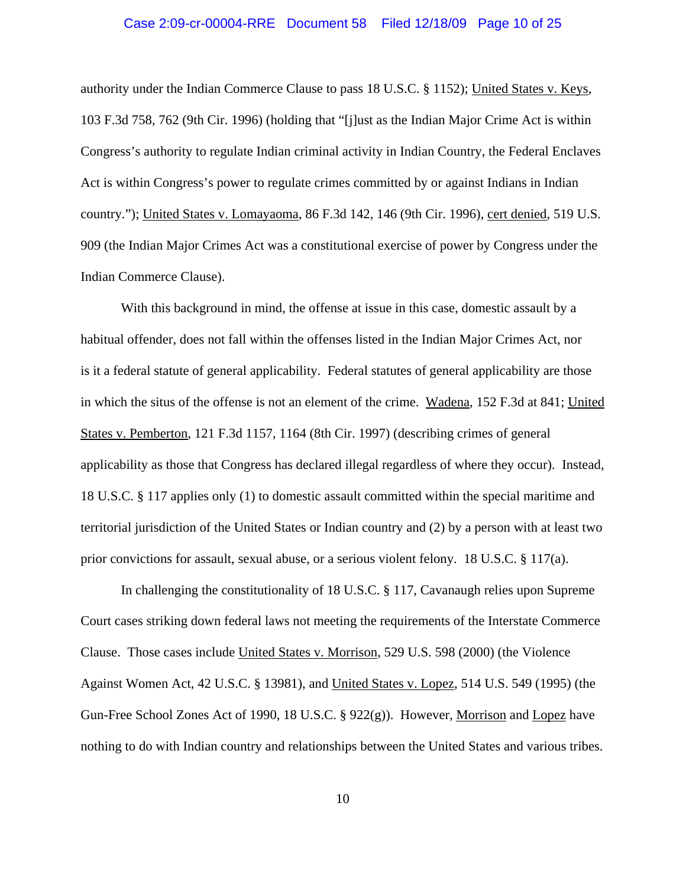authority under the Indian Commerce Clause to pass 18 U.S.C. § 1152); United States v. Keys, 103 F.3d 758, 762 (9th Cir. 1996) (holding that "[j]ust as the Indian Major Crime Act is within Congress's authority to regulate Indian criminal activity in Indian Country, the Federal Enclaves Act is within Congress's power to regulate crimes committed by or against Indians in Indian country."); United States v. Lomayaoma, 86 F.3d 142, 146 (9th Cir. 1996), cert denied, 519 U.S. 909 (the Indian Major Crimes Act was a constitutional exercise of power by Congress under the Indian Commerce Clause).

With this background in mind, the offense at issue in this case, domestic assault by a habitual offender, does not fall within the offenses listed in the Indian Major Crimes Act, nor is it a federal statute of general applicability. Federal statutes of general applicability are those in which the situs of the offense is not an element of the crime. Wadena, 152 F.3d at 841; United States v. Pemberton, 121 F.3d 1157, 1164 (8th Cir. 1997) (describing crimes of general applicability as those that Congress has declared illegal regardless of where they occur). Instead, 18 U.S.C. § 117 applies only (1) to domestic assault committed within the special maritime and territorial jurisdiction of the United States or Indian country and (2) by a person with at least two prior convictions for assault, sexual abuse, or a serious violent felony. 18 U.S.C. § 117(a).

In challenging the constitutionality of 18 U.S.C. § 117, Cavanaugh relies upon Supreme Court cases striking down federal laws not meeting the requirements of the Interstate Commerce Clause. Those cases include United States v. Morrison, 529 U.S. 598 (2000) (the Violence Against Women Act, 42 U.S.C. § 13981), and United States v. Lopez, 514 U.S. 549 (1995) (the Gun-Free School Zones Act of 1990, 18 U.S.C. § 922(g)). However, Morrison and Lopez have nothing to do with Indian country and relationships between the United States and various tribes.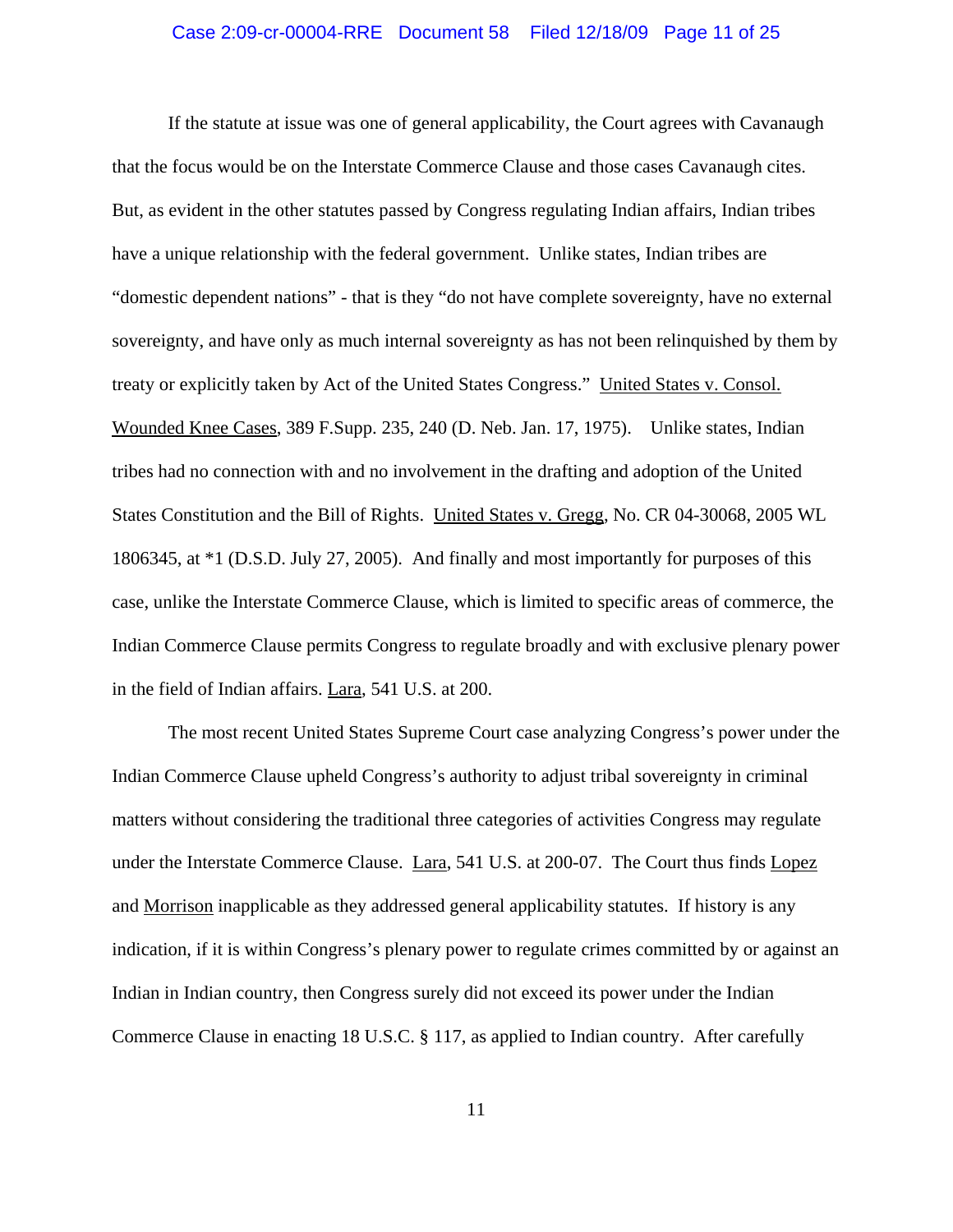If the statute at issue was one of general applicability, the Court agrees with Cavanaugh that the focus would be on the Interstate Commerce Clause and those cases Cavanaugh cites. But, as evident in the other statutes passed by Congress regulating Indian affairs, Indian tribes have a unique relationship with the federal government. Unlike states, Indian tribes are "domestic dependent nations" - that is they "do not have complete sovereignty, have no external sovereignty, and have only as much internal sovereignty as has not been relinquished by them by treaty or explicitly taken by Act of the United States Congress." United States v. Consol. Wounded Knee Cases, 389 F.Supp. 235, 240 (D. Neb. Jan. 17, 1975). Unlike states, Indian tribes had no connection with and no involvement in the drafting and adoption of the United States Constitution and the Bill of Rights. United States v. Gregg, No. CR 04-30068, 2005 WL 1806345, at *1 (D.S.D. July 27, 2005). And finally and most importantly for purposes of this case, unlike the Interstate Commerce Clause, which is limited to specific areas of commerce, the Indian Commerce Clause permits Congress to regulate broadly and with exclusive plenary power in the field of Indian affairs. Lara, 541 U.S. at 200.

The most recent United States Supreme Court case analyzing Congress's power under the Indian Commerce Clause upheld Congress's authority to adjust tribal sovereignty in criminal matters without considering the traditional three categories of activities Congress may regulate under the Interstate Commerce Clause. Lara, 541 U.S. at 200-07. The Court thus finds Lopez and Morrison inapplicable as they addressed general applicability statutes. If history is any indication, if it is within Congress's plenary power to regulate crimes committed by or against an Indian in Indian country, then Congress surely did not exceed its power under the Indian Commerce Clause in enacting 18 U.S.C. § 117, as applied to Indian country. After carefully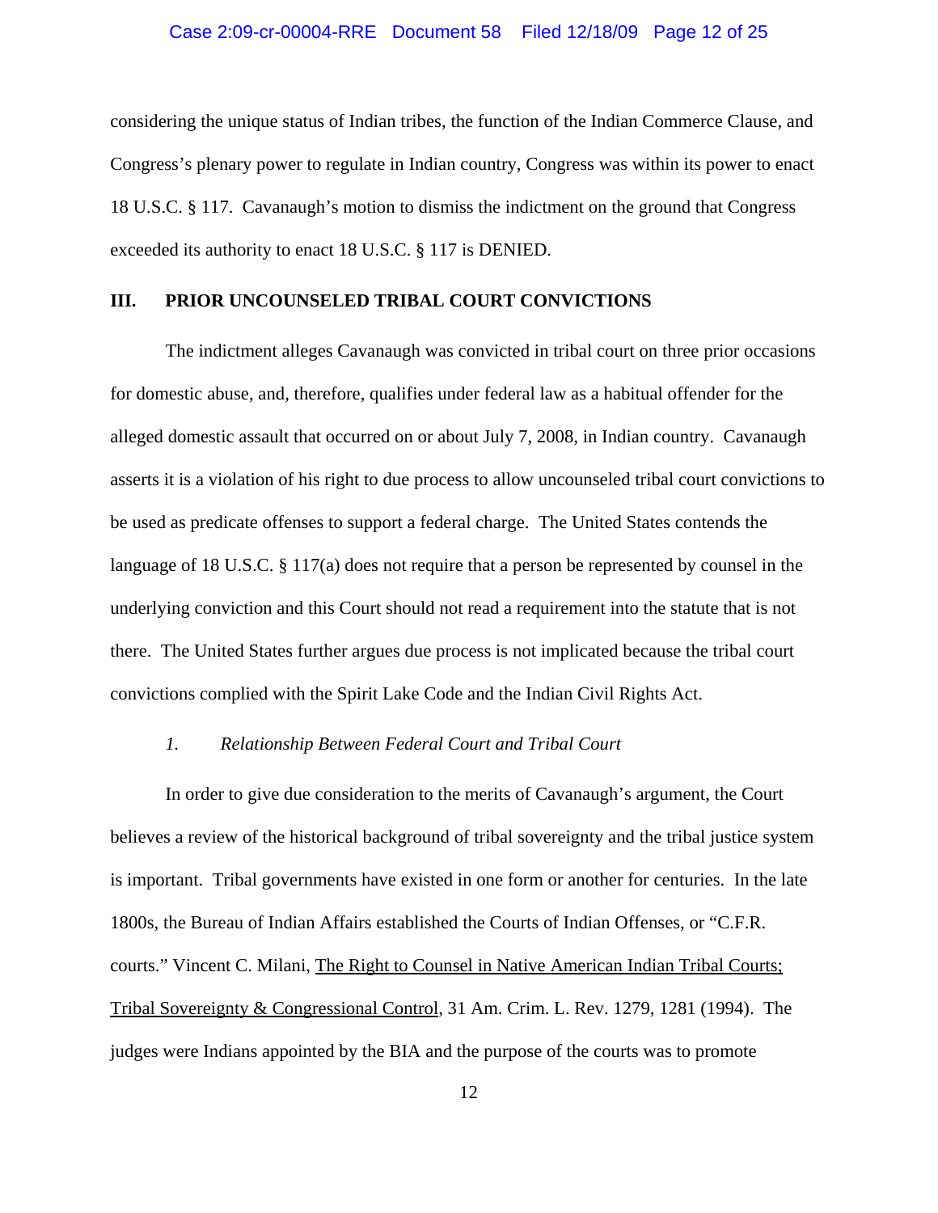considering the unique status of Indian tribes, the function of the Indian Commerce Clause, and Congress's plenary power to regulate in Indian country, Congress was within its power to enact 18 U.S.C. § 117. Cavanaugh's motion to dismiss the indictment on the ground that Congress exceeded its authority to enact 18 U.S.C. § 117 is DENIED.

## III. PRIOR UNCOUNSELED TRIBAL COURT CONVICTIONS

The indictment alleges Cavanaugh was convicted in tribal court on three prior occasions for domestic abuse, and, therefore, qualifies under federal law as a habitual offender for the alleged domestic assault that occurred on or about July 7, 2008, in Indian country. Cavanaugh asserts it is a violation of his right to due process to allow uncounseled tribal court convictions to be used as predicate offenses to support a federal charge. The United States contends the language of 18 U.S.C. § 117(a) does not require that a person be represented by counsel in the underlying conviction and this Court should not read a requirement into the statute that is not there. The United States further argues due process is not implicated because the tribal court convictions complied with the Spirit Lake Code and the Indian Civil Rights Act.

### *1. Relationship Between Federal Court and Tribal Court*

In order to give due consideration to the merits of Cavanaugh's argument, the Court believes a review of the historical background of tribal sovereignty and the tribal justice system is important. Tribal governments have existed in one form or another for centuries. In the late 1800s, the Bureau of Indian Affairs established the Courts of Indian Offenses, or "C.F.R. courts." Vincent C. Milani, The Right to Counsel in Native American Indian Tribal Courts; Tribal Sovereignty & Congressional Control, 31 Am. Crim. L. Rev. 1279, 1281 (1994). The judges were Indians appointed by the BIA and the purpose of the courts was to promote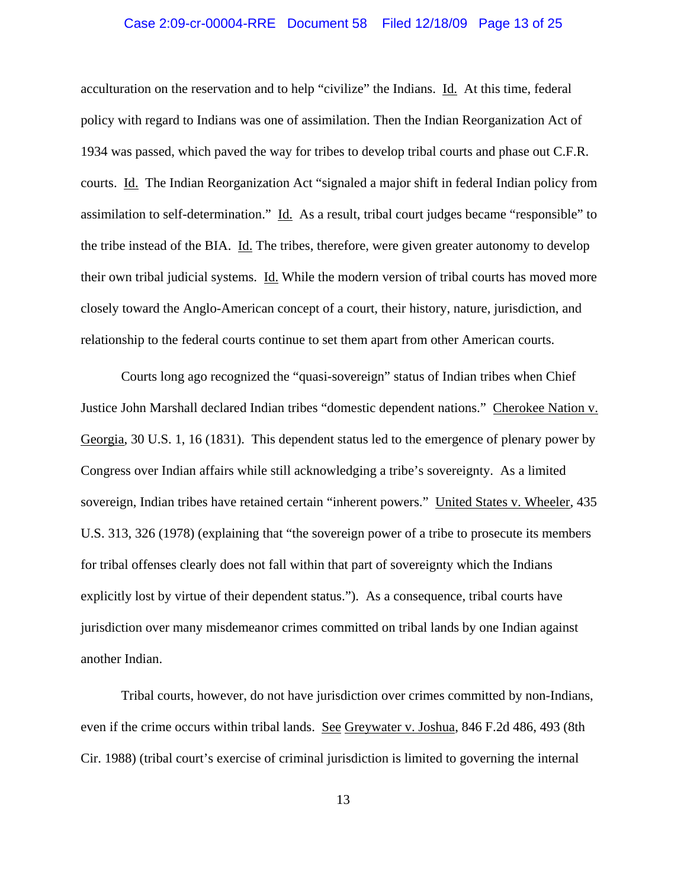acculturation on the reservation and to help "civilize" the Indians. Id. At this time, federal policy with regard to Indians was one of assimilation. Then the Indian Reorganization Act of 1934 was passed, which paved the way for tribes to develop tribal courts and phase out C.F.R. courts. Id. The Indian Reorganization Act "signaled a major shift in federal Indian policy from assimilation to self-determination." Id. As a result, tribal court judges became "responsible" to the tribe instead of the BIA. Id. The tribes, therefore, were given greater autonomy to develop their own tribal judicial systems. Id. While the modern version of tribal courts has moved more closely toward the Anglo-American concept of a court, their history, nature, jurisdiction, and relationship to the federal courts continue to set them apart from other American courts.

Courts long ago recognized the "quasi-sovereign" status of Indian tribes when Chief Justice John Marshall declared Indian tribes "domestic dependent nations." Cherokee Nation v. Georgia, 30 U.S. 1, 16 (1831). This dependent status led to the emergence of plenary power by Congress over Indian affairs while still acknowledging a tribe's sovereignty. As a limited sovereign, Indian tribes have retained certain "inherent powers." United States v. Wheeler, 435 U.S. 313, 326 (1978) (explaining that "the sovereign power of a tribe to prosecute its members for tribal offenses clearly does not fall within that part of sovereignty which the Indians explicitly lost by virtue of their dependent status."). As a consequence, tribal courts have jurisdiction over many misdemeanor crimes committed on tribal lands by one Indian against another Indian.

Tribal courts, however, do not have jurisdiction over crimes committed by non-Indians, even if the crime occurs within tribal lands. See Greywater v. Joshua, 846 F.2d 486, 493 (8th Cir. 1988) (tribal court's exercise of criminal jurisdiction is limited to governing the internal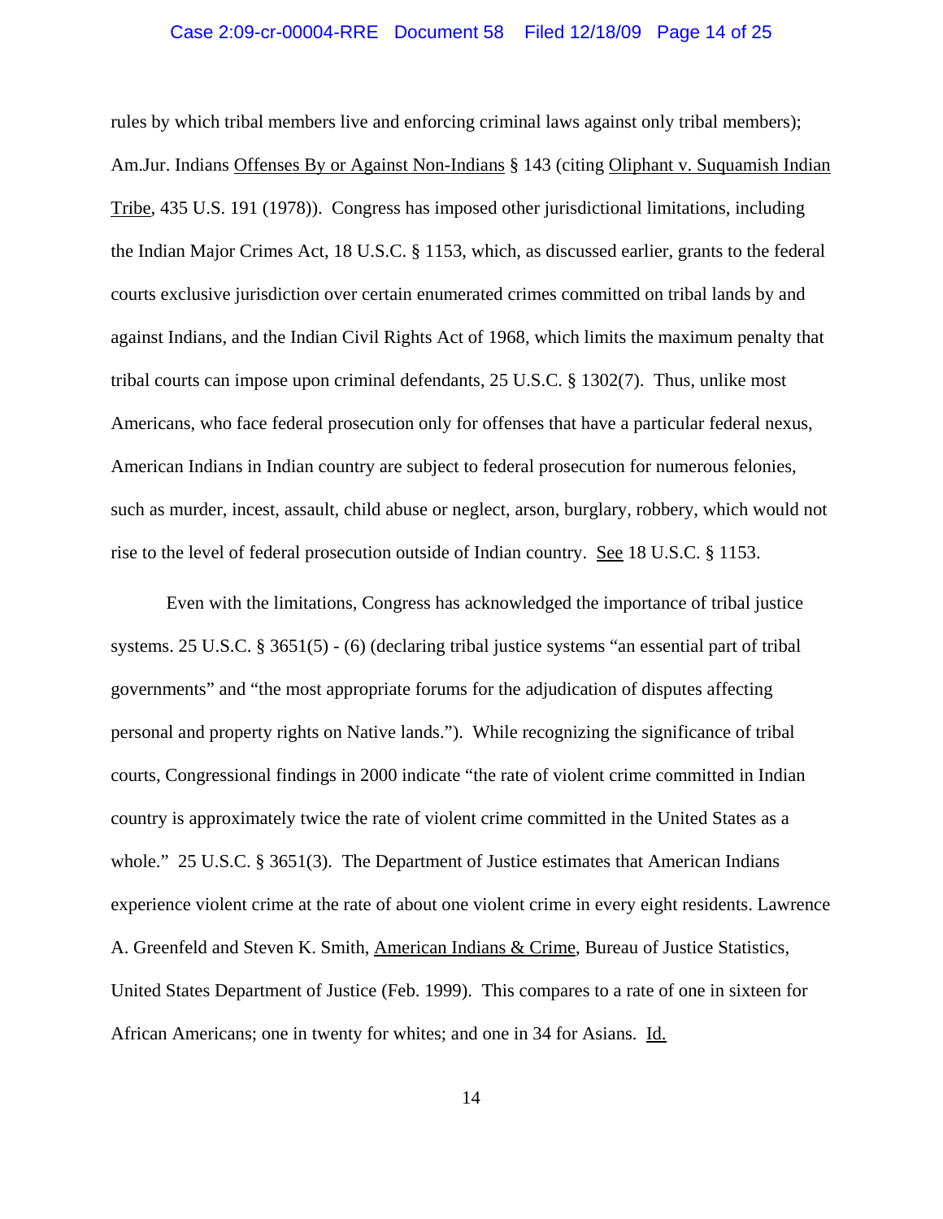rules by which tribal members live and enforcing criminal laws against only tribal members); Am.Jur. Indians Offenses By or Against Non-Indians § 143 (citing Oliphant v. Suquamish Indian Tribe, 435 U.S. 191 (1978)). Congress has imposed other jurisdictional limitations, including the Indian Major Crimes Act, 18 U.S.C. § 1153, which, as discussed earlier, grants to the federal courts exclusive jurisdiction over certain enumerated crimes committed on tribal lands by and against Indians, and the Indian Civil Rights Act of 1968, which limits the maximum penalty that tribal courts can impose upon criminal defendants, 25 U.S.C. § 1302(7). Thus, unlike most Americans, who face federal prosecution only for offenses that have a particular federal nexus, American Indians in Indian country are subject to federal prosecution for numerous felonies, such as murder, incest, assault, child abuse or neglect, arson, burglary, robbery, which would not rise to the level of federal prosecution outside of Indian country. See 18 U.S.C. § 1153.

Even with the limitations, Congress has acknowledged the importance of tribal justice systems. 25 U.S.C. § 3651(5) - (6) (declaring tribal justice systems "an essential part of tribal governments" and "the most appropriate forums for the adjudication of disputes affecting personal and property rights on Native lands."). While recognizing the significance of tribal courts, Congressional findings in 2000 indicate "the rate of violent crime committed in Indian country is approximately twice the rate of violent crime committed in the United States as a whole." 25 U.S.C. § 3651(3). The Department of Justice estimates that American Indians experience violent crime at the rate of about one violent crime in every eight residents. Lawrence A. Greenfeld and Steven K. Smith, American Indians & Crime, Bureau of Justice Statistics, United States Department of Justice (Feb. 1999). This compares to a rate of one in sixteen for African Americans; one in twenty for whites; and one in 34 for Asians. Id.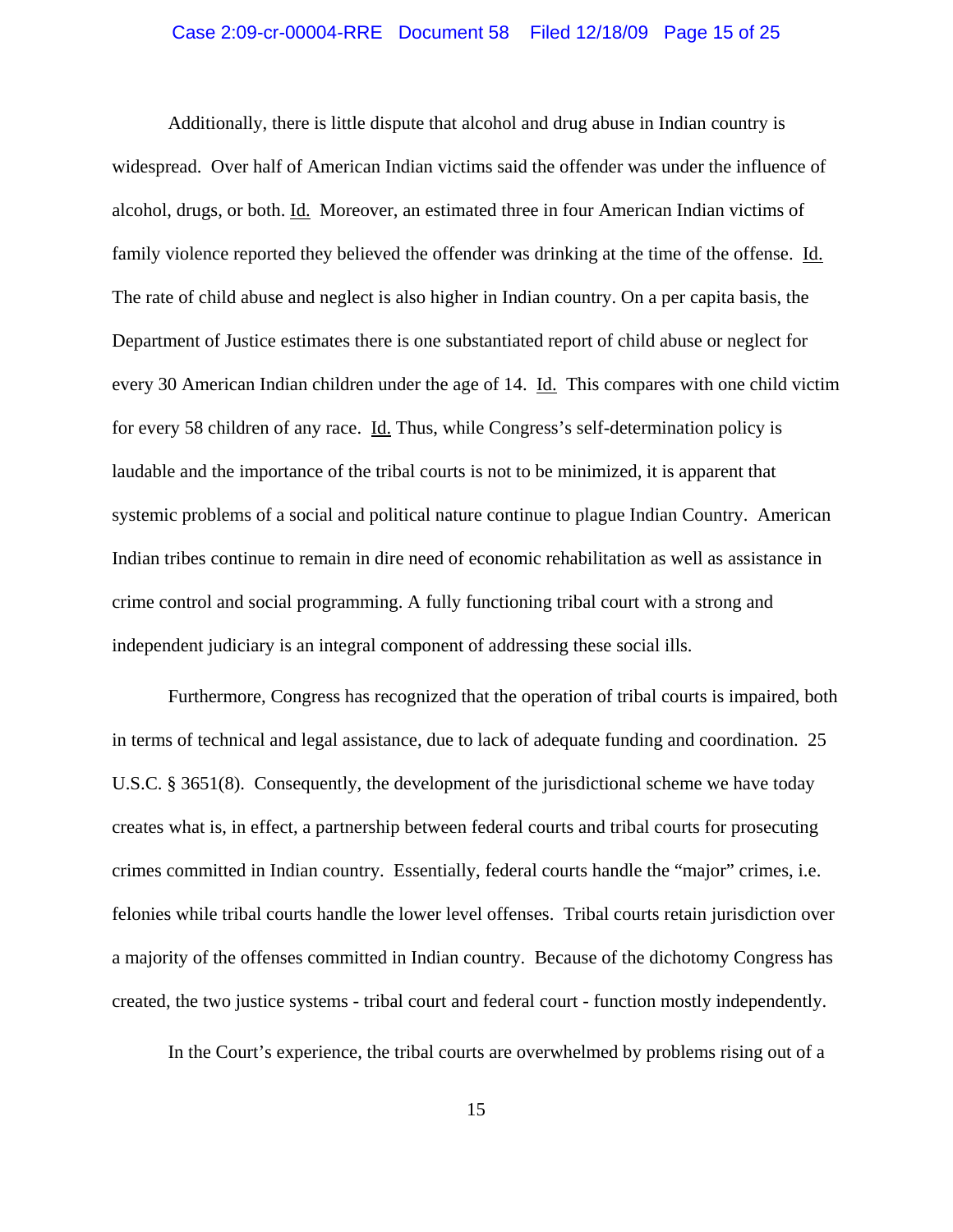Additionally, there is little dispute that alcohol and drug abuse in Indian country is widespread. Over half of American Indian victims said the offender was under the influence of alcohol, drugs, or both. Id. Moreover, an estimated three in four American Indian victims of family violence reported they believed the offender was drinking at the time of the offense. Id. The rate of child abuse and neglect is also higher in Indian country. On a per capita basis, the Department of Justice estimates there is one substantiated report of child abuse or neglect for every 30 American Indian children under the age of 14. Id. This compares with one child victim for every 58 children of any race. Id. Thus, while Congress's self-determination policy is laudable and the importance of the tribal courts is not to be minimized, it is apparent that systemic problems of a social and political nature continue to plague Indian Country. American Indian tribes continue to remain in dire need of economic rehabilitation as well as assistance in crime control and social programming. A fully functioning tribal court with a strong and independent judiciary is an integral component of addressing these social ills.

Furthermore, Congress has recognized that the operation of tribal courts is impaired, both in terms of technical and legal assistance, due to lack of adequate funding and coordination. 25 U.S.C. § 3651(8). Consequently, the development of the jurisdictional scheme we have today creates what is, in effect, a partnership between federal courts and tribal courts for prosecuting crimes committed in Indian country. Essentially, federal courts handle the "major" crimes, i.e. felonies while tribal courts handle the lower level offenses. Tribal courts retain jurisdiction over a majority of the offenses committed in Indian country. Because of the dichotomy Congress has created, the two justice systems - tribal court and federal court - function mostly independently.

In the Court's experience, the tribal courts are overwhelmed by problems rising out of a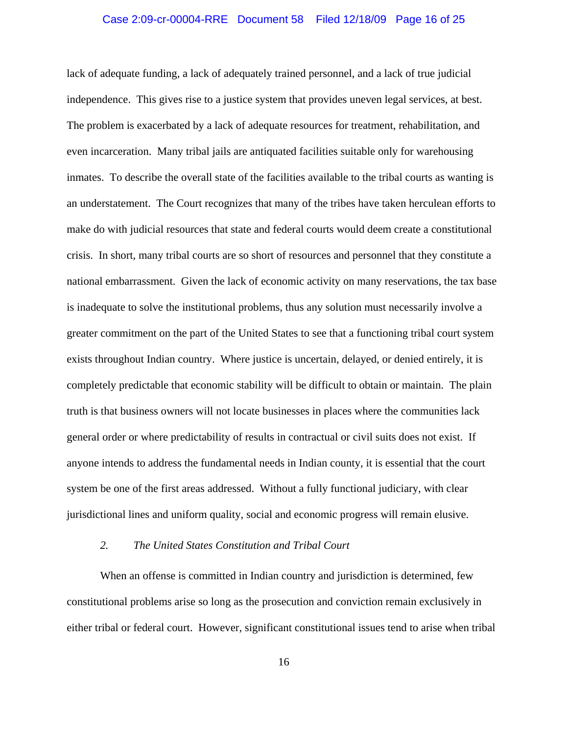lack of adequate funding, a lack of adequately trained personnel, and a lack of true judicial independence. This gives rise to a justice system that provides uneven legal services, at best. The problem is exacerbated by a lack of adequate resources for treatment, rehabilitation, and even incarceration. Many tribal jails are antiquated facilities suitable only for warehousing inmates. To describe the overall state of the facilities available to the tribal courts as wanting is an understatement. The Court recognizes that many of the tribes have taken herculean efforts to make do with judicial resources that state and federal courts would deem create a constitutional crisis. In short, many tribal courts are so short of resources and personnel that they constitute a national embarrassment. Given the lack of economic activity on many reservations, the tax base is inadequate to solve the institutional problems, thus any solution must necessarily involve a greater commitment on the part of the United States to see that a functioning tribal court system exists throughout Indian country. Where justice is uncertain, delayed, or denied entirely, it is completely predictable that economic stability will be difficult to obtain or maintain. The plain truth is that business owners will not locate businesses in places where the communities lack general order or where predictability of results in contractual or civil suits does not exist. If anyone intends to address the fundamental needs in Indian county, it is essential that the court system be one of the first areas addressed. Without a fully functional judiciary, with clear jurisdictional lines and uniform quality, social and economic progress will remain elusive.

*2. The United States Constitution and Tribal Court*

When an offense is committed in Indian country and jurisdiction is determined, few constitutional problems arise so long as the prosecution and conviction remain exclusively in either tribal or federal court. However, significant constitutional issues tend to arise when tribal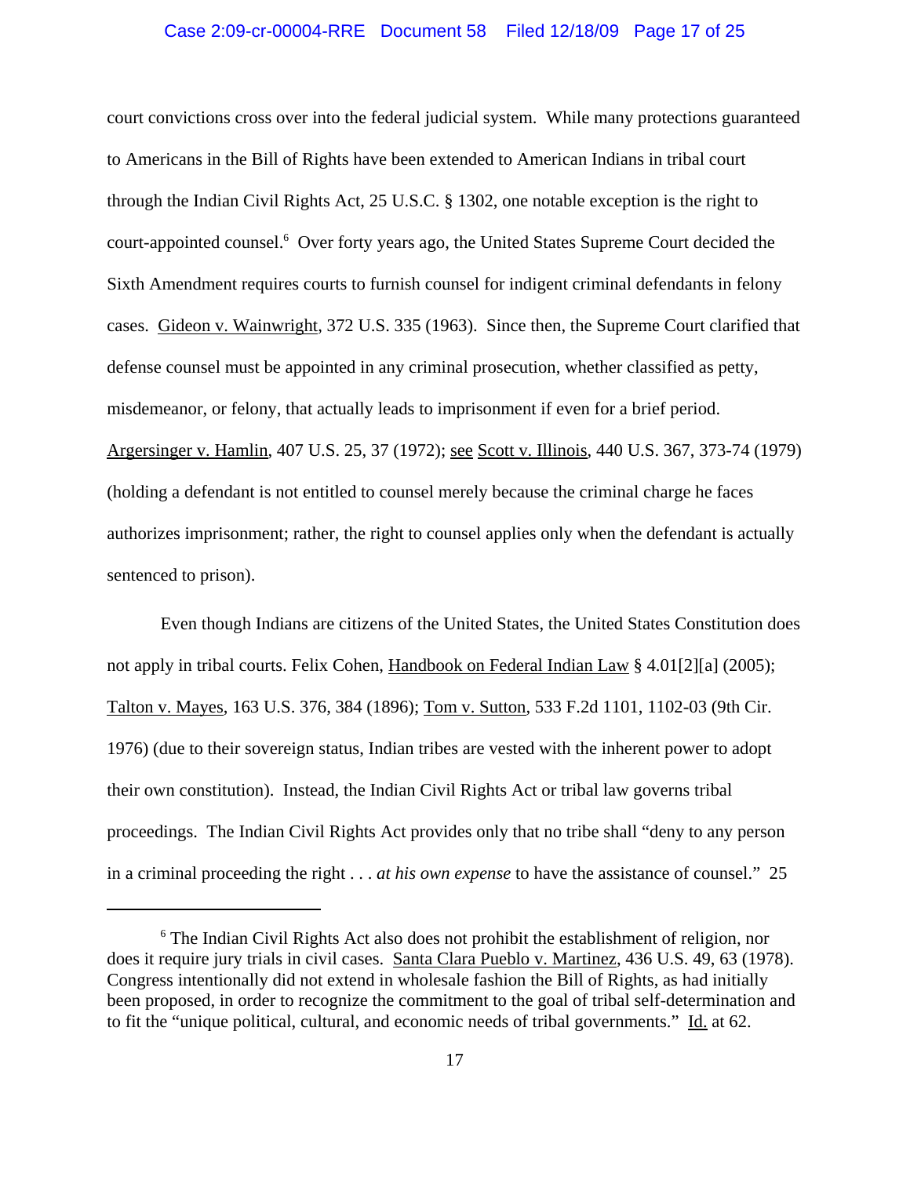court convictions cross over into the federal judicial system. While many protections guaranteed to Americans in the Bill of Rights have been extended to American Indians in tribal court through the Indian Civil Rights Act, 25 U.S.C. § 1302, one notable exception is the right to court-appointed counsel.[6] Over forty years ago, the United States Supreme Court decided the Sixth Amendment requires courts to furnish counsel for indigent criminal defendants in felony cases. Gideon v. Wainwright, 372 U.S. 335 (1963). Since then, the Supreme Court clarified that defense counsel must be appointed in any criminal prosecution, whether classified as petty, misdemeanor, or felony, that actually leads to imprisonment if even for a brief period. Argersinger v. Hamlin, 407 U.S. 25, 37 (1972); see Scott v. Illinois, 440 U.S. 367, 373-74 (1979) (holding a defendant is not entitled to counsel merely because the criminal charge he faces authorizes imprisonment; rather, the right to counsel applies only when the defendant is actually sentenced to prison).

Even though Indians are citizens of the United States, the United States Constitution does not apply in tribal courts. Felix Cohen, Handbook on Federal Indian Law § 4.01[2][a] (2005); Talton v. Mayes, 163 U.S. 376, 384 (1896); Tom v. Sutton, 533 F.2d 1101, 1102-03 (9th Cir. 1976) (due to their sovereign status, Indian tribes are vested with the inherent power to adopt their own constitution). Instead, the Indian Civil Rights Act or tribal law governs tribal proceedings. The Indian Civil Rights Act provides only that no tribe shall "deny to any person in a criminal proceeding the right . . . *at his own expense* to have the assistance of counsel." 25

---

[6] The Indian Civil Rights Act also does not prohibit the establishment of religion, nor does it require jury trials in civil cases. Santa Clara Pueblo v. Martinez, 436 U.S. 49, 63 (1978). Congress intentionally did not extend in wholesale fashion the Bill of Rights, as had initially been proposed, in order to recognize the commitment to the goal of tribal self-determination and to fit the "unique political, cultural, and economic needs of tribal governments." Id. at 62.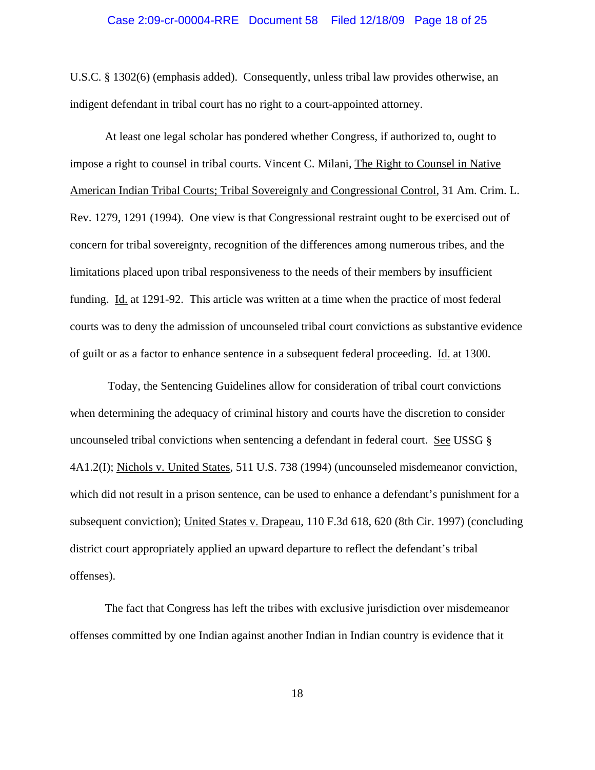U.S.C. § 1302(6) (emphasis added). Consequently, unless tribal law provides otherwise, an indigent defendant in tribal court has no right to a court-appointed attorney.

At least one legal scholar has pondered whether Congress, if authorized to, ought to impose a right to counsel in tribal courts. Vincent C. Milani, The Right to Counsel in Native American Indian Tribal Courts; Tribal Sovereignly and Congressional Control, 31 Am. Crim. L. Rev. 1279, 1291 (1994). One view is that Congressional restraint ought to be exercised out of concern for tribal sovereignty, recognition of the differences among numerous tribes, and the limitations placed upon tribal responsiveness to the needs of their members by insufficient funding. Id. at 1291-92. This article was written at a time when the practice of most federal courts was to deny the admission of uncounseled tribal court convictions as substantive evidence of guilt or as a factor to enhance sentence in a subsequent federal proceeding. Id. at 1300.

Today, the Sentencing Guidelines allow for consideration of tribal court convictions when determining the adequacy of criminal history and courts have the discretion to consider uncounseled tribal convictions when sentencing a defendant in federal court. See USSG § 4A1.2(I); Nichols v. United States, 511 U.S. 738 (1994) (uncounseled misdemeanor conviction, which did not result in a prison sentence, can be used to enhance a defendant's punishment for a subsequent conviction); United States v. Drapeau, 110 F.3d 618, 620 (8th Cir. 1997) (concluding district court appropriately applied an upward departure to reflect the defendant's tribal offenses).

The fact that Congress has left the tribes with exclusive jurisdiction over misdemeanor offenses committed by one Indian against another Indian in Indian country is evidence that it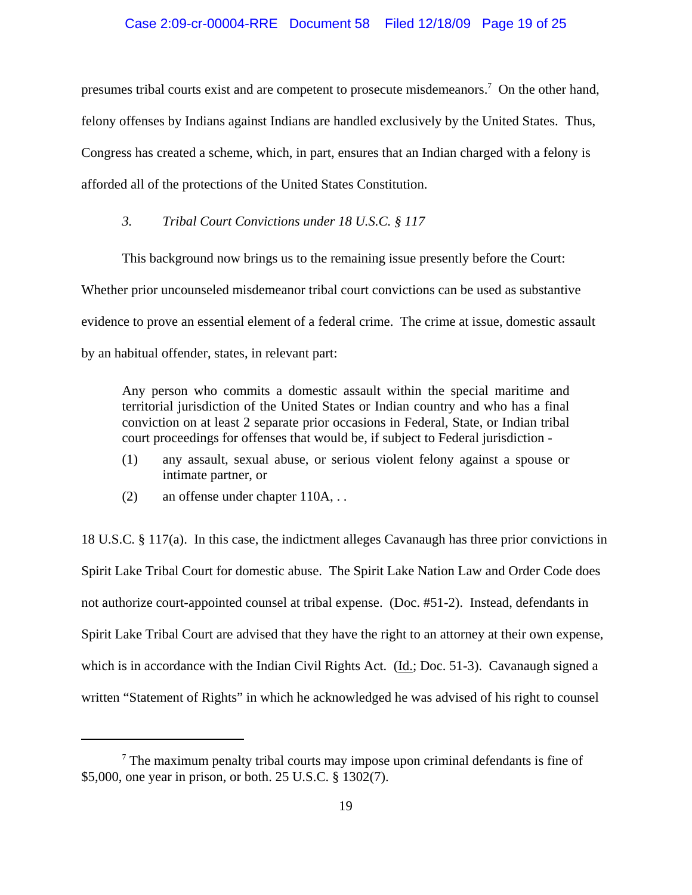presumes tribal courts exist and are competent to prosecute misdemeanors.[7] On the other hand, felony offenses by Indians against Indians are handled exclusively by the United States. Thus, Congress has created a scheme, which, in part, ensures that an Indian charged with a felony is afforded all of the protections of the United States Constitution.

*3. Tribal Court Convictions under 18 U.S.C. § 117*

This background now brings us to the remaining issue presently before the Court: Whether prior uncounseled misdemeanor tribal court convictions can be used as substantive evidence to prove an essential element of a federal crime. The crime at issue, domestic assault by an habitual offender, states, in relevant part:

> Any person who commits a domestic assault within the special maritime and territorial jurisdiction of the United States or Indian country and who has a final conviction on at least 2 separate prior occasions in Federal, State, or Indian tribal court proceedings for offenses that would be, if subject to Federal jurisdiction -
>
> (1) any assault, sexual abuse, or serious violent felony against a spouse or intimate partner, or
>
> (2) an offense under chapter 110A, . .

18 U.S.C. § 117(a). In this case, the indictment alleges Cavanaugh has three prior convictions in Spirit Lake Tribal Court for domestic abuse. The Spirit Lake Nation Law and Order Code does not authorize court-appointed counsel at tribal expense. (Doc. #51-2). Instead, defendants in Spirit Lake Tribal Court are advised that they have the right to an attorney at their own expense, which is in accordance with the Indian Civil Rights Act. (Id.; Doc. 51-3). Cavanaugh signed a written "Statement of Rights" in which he acknowledged he was advised of his right to counsel

---

[7] The maximum penalty tribal courts may impose upon criminal defendants is fine of $5,000, one year in prison, or both. 25 U.S.C. § 1302(7).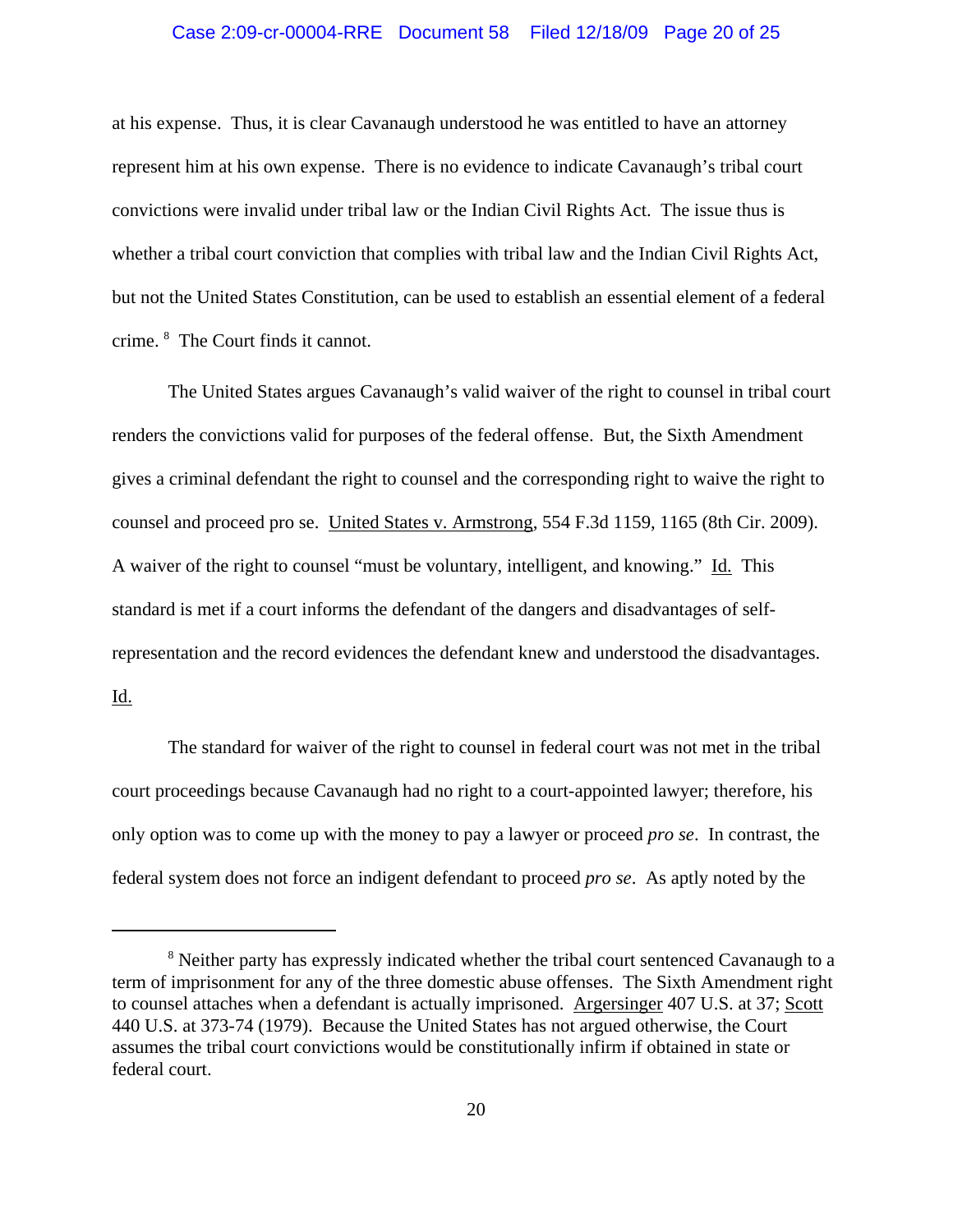at his expense. Thus, it is clear Cavanaugh understood he was entitled to have an attorney represent him at his own expense. There is no evidence to indicate Cavanaugh's tribal court convictions were invalid under tribal law or the Indian Civil Rights Act. The issue thus is whether a tribal court conviction that complies with tribal law and the Indian Civil Rights Act, but not the United States Constitution, can be used to establish an essential element of a federal crime. [8] The Court finds it cannot.

The United States argues Cavanaugh's valid waiver of the right to counsel in tribal court renders the convictions valid for purposes of the federal offense. But, the Sixth Amendment gives a criminal defendant the right to counsel and the corresponding right to waive the right to counsel and proceed pro se. United States v. Armstrong, 554 F.3d 1159, 1165 (8th Cir. 2009). A waiver of the right to counsel "must be voluntary, intelligent, and knowing." Id. This standard is met if a court informs the defendant of the dangers and disadvantages of self-representation and the record evidences the defendant knew and understood the disadvantages. Id.

The standard for waiver of the right to counsel in federal court was not met in the tribal court proceedings because Cavanaugh had no right to a court-appointed lawyer; therefore, his only option was to come up with the money to pay a lawyer or proceed *pro se*. In contrast, the federal system does not force an indigent defendant to proceed *pro se*. As aptly noted by the

---

[8] Neither party has expressly indicated whether the tribal court sentenced Cavanaugh to a term of imprisonment for any of the three domestic abuse offenses. The Sixth Amendment right to counsel attaches when a defendant is actually imprisoned. Argersinger 407 U.S. at 37; Scott 440 U.S. at 373-74 (1979). Because the United States has not argued otherwise, the Court assumes the tribal court convictions would be constitutionally infirm if obtained in state or federal court.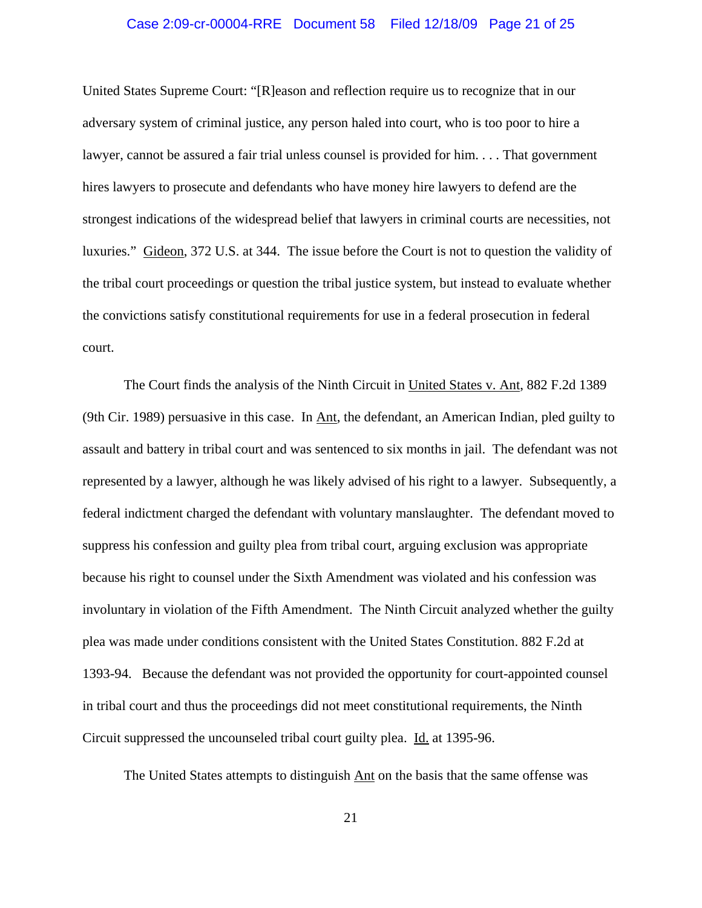United States Supreme Court: "[R]eason and reflection require us to recognize that in our adversary system of criminal justice, any person haled into court, who is too poor to hire a lawyer, cannot be assured a fair trial unless counsel is provided for him. . . . That government hires lawyers to prosecute and defendants who have money hire lawyers to defend are the strongest indications of the widespread belief that lawyers in criminal courts are necessities, not luxuries." Gideon, 372 U.S. at 344. The issue before the Court is not to question the validity of the tribal court proceedings or question the tribal justice system, but instead to evaluate whether the convictions satisfy constitutional requirements for use in a federal prosecution in federal court.

The Court finds the analysis of the Ninth Circuit in United States v. Ant, 882 F.2d 1389 (9th Cir. 1989) persuasive in this case. In Ant, the defendant, an American Indian, pled guilty to assault and battery in tribal court and was sentenced to six months in jail. The defendant was not represented by a lawyer, although he was likely advised of his right to a lawyer. Subsequently, a federal indictment charged the defendant with voluntary manslaughter. The defendant moved to suppress his confession and guilty plea from tribal court, arguing exclusion was appropriate because his right to counsel under the Sixth Amendment was violated and his confession was involuntary in violation of the Fifth Amendment. The Ninth Circuit analyzed whether the guilty plea was made under conditions consistent with the United States Constitution. 882 F.2d at 1393-94. Because the defendant was not provided the opportunity for court-appointed counsel in tribal court and thus the proceedings did not meet constitutional requirements, the Ninth Circuit suppressed the uncounseled tribal court guilty plea. Id. at 1395-96.

The United States attempts to distinguish Ant on the basis that the same offense was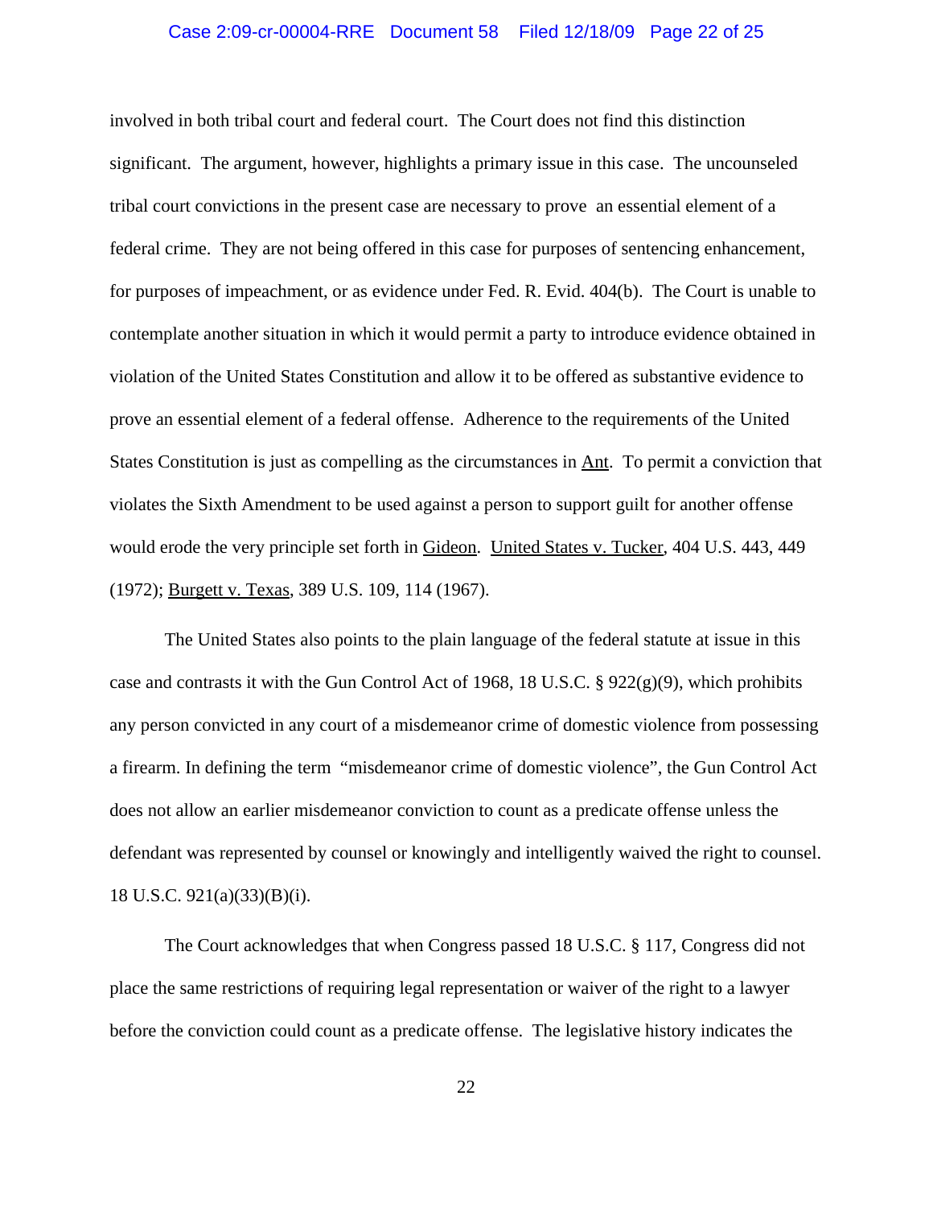involved in both tribal court and federal court. The Court does not find this distinction significant. The argument, however, highlights a primary issue in this case. The uncounseled tribal court convictions in the present case are necessary to prove an essential element of a federal crime. They are not being offered in this case for purposes of sentencing enhancement, for purposes of impeachment, or as evidence under Fed. R. Evid. 404(b). The Court is unable to contemplate another situation in which it would permit a party to introduce evidence obtained in violation of the United States Constitution and allow it to be offered as substantive evidence to prove an essential element of a federal offense. Adherence to the requirements of the United States Constitution is just as compelling as the circumstances in Ant. To permit a conviction that violates the Sixth Amendment to be used against a person to support guilt for another offense would erode the very principle set forth in Gideon. United States v. Tucker, 404 U.S. 443, 449 (1972); Burgett v. Texas, 389 U.S. 109, 114 (1967).

The United States also points to the plain language of the federal statute at issue in this case and contrasts it with the Gun Control Act of 1968, 18 U.S.C. § 922(g)(9), which prohibits any person convicted in any court of a misdemeanor crime of domestic violence from possessing a firearm. In defining the term "misdemeanor crime of domestic violence", the Gun Control Act does not allow an earlier misdemeanor conviction to count as a predicate offense unless the defendant was represented by counsel or knowingly and intelligently waived the right to counsel. 18 U.S.C. 921(a)(33)(B)(i).

The Court acknowledges that when Congress passed 18 U.S.C. § 117, Congress did not place the same restrictions of requiring legal representation or waiver of the right to a lawyer before the conviction could count as a predicate offense. The legislative history indicates the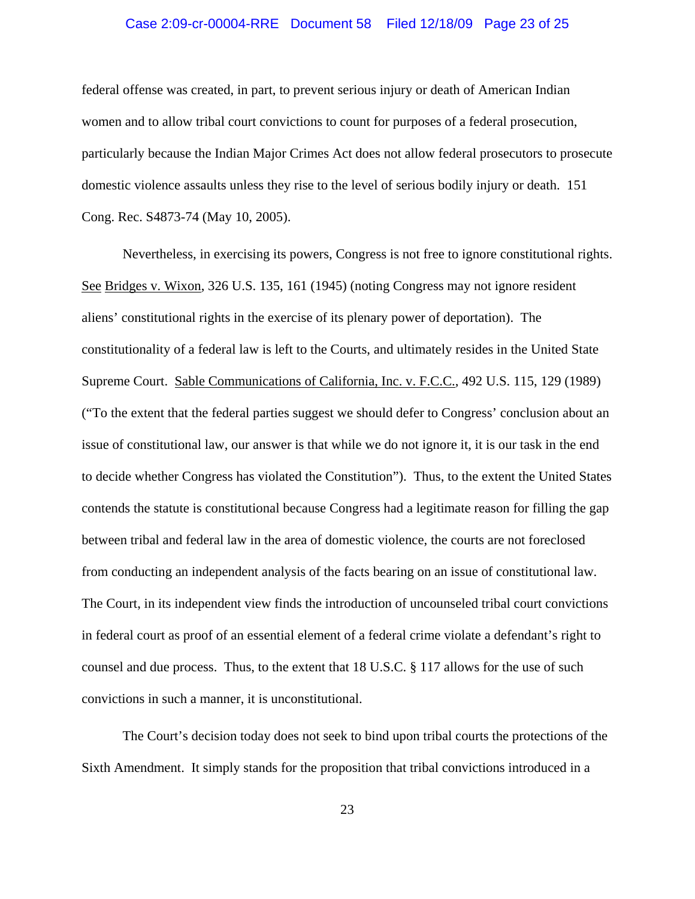federal offense was created, in part, to prevent serious injury or death of American Indian women and to allow tribal court convictions to count for purposes of a federal prosecution, particularly because the Indian Major Crimes Act does not allow federal prosecutors to prosecute domestic violence assaults unless they rise to the level of serious bodily injury or death. 151 Cong. Rec. S4873-74 (May 10, 2005).

Nevertheless, in exercising its powers, Congress is not free to ignore constitutional rights. See Bridges v. Wixon, 326 U.S. 135, 161 (1945) (noting Congress may not ignore resident aliens' constitutional rights in the exercise of its plenary power of deportation). The constitutionality of a federal law is left to the Courts, and ultimately resides in the United State Supreme Court. Sable Communications of California, Inc. v. F.C.C., 492 U.S. 115, 129 (1989) ("To the extent that the federal parties suggest we should defer to Congress' conclusion about an issue of constitutional law, our answer is that while we do not ignore it, it is our task in the end to decide whether Congress has violated the Constitution"). Thus, to the extent the United States contends the statute is constitutional because Congress had a legitimate reason for filling the gap between tribal and federal law in the area of domestic violence, the courts are not foreclosed from conducting an independent analysis of the facts bearing on an issue of constitutional law. The Court, in its independent view finds the introduction of uncounseled tribal court convictions in federal court as proof of an essential element of a federal crime violate a defendant's right to counsel and due process. Thus, to the extent that 18 U.S.C. § 117 allows for the use of such convictions in such a manner, it is unconstitutional.

The Court's decision today does not seek to bind upon tribal courts the protections of the Sixth Amendment. It simply stands for the proposition that tribal convictions introduced in a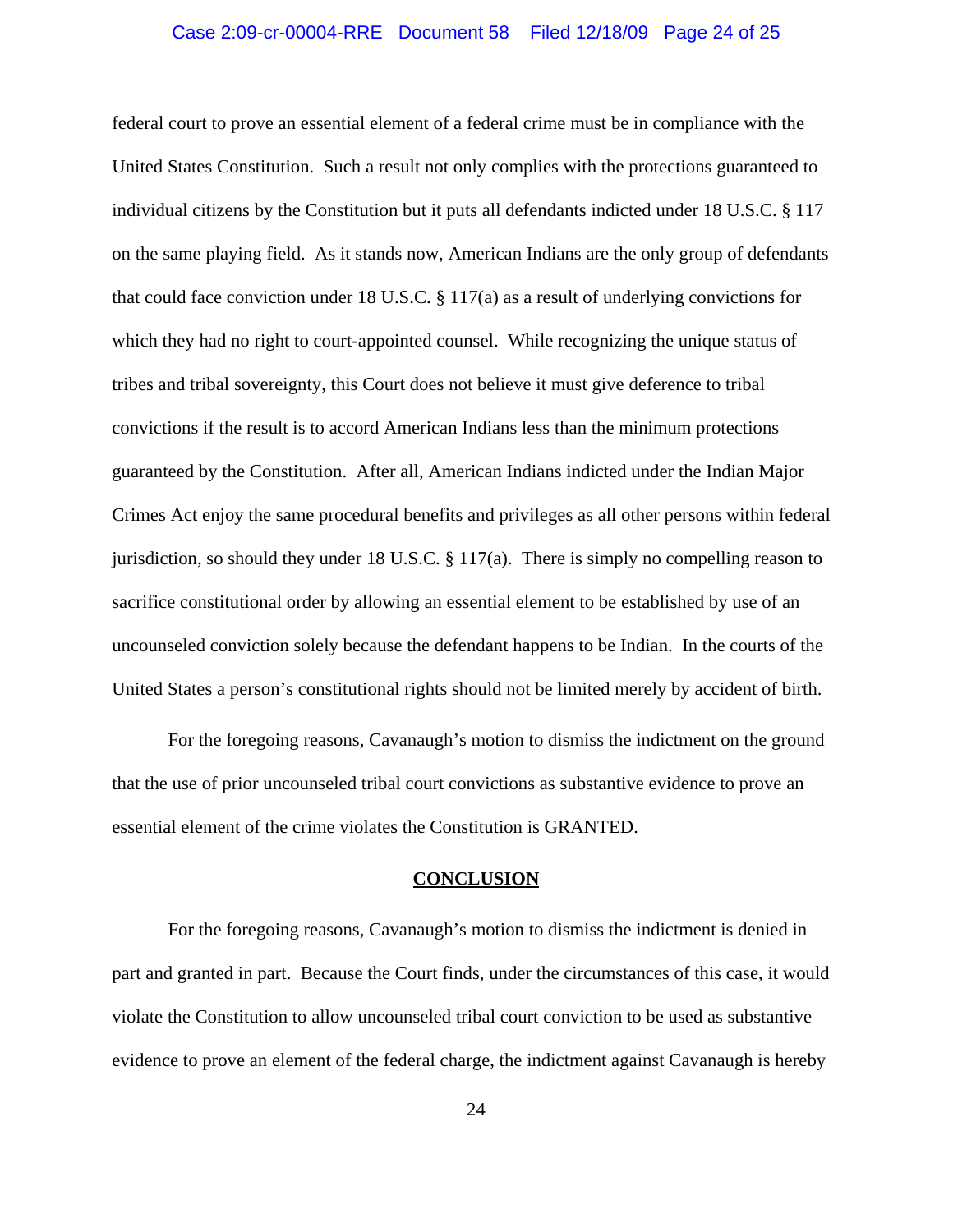federal court to prove an essential element of a federal crime must be in compliance with the United States Constitution. Such a result not only complies with the protections guaranteed to individual citizens by the Constitution but it puts all defendants indicted under 18 U.S.C. § 117 on the same playing field. As it stands now, American Indians are the only group of defendants that could face conviction under 18 U.S.C. § 117(a) as a result of underlying convictions for which they had no right to court-appointed counsel. While recognizing the unique status of tribes and tribal sovereignty, this Court does not believe it must give deference to tribal convictions if the result is to accord American Indians less than the minimum protections guaranteed by the Constitution. After all, American Indians indicted under the Indian Major Crimes Act enjoy the same procedural benefits and privileges as all other persons within federal jurisdiction, so should they under 18 U.S.C. § 117(a). There is simply no compelling reason to sacrifice constitutional order by allowing an essential element to be established by use of an uncounseled conviction solely because the defendant happens to be Indian. In the courts of the United States a person's constitutional rights should not be limited merely by accident of birth.

For the foregoing reasons, Cavanaugh's motion to dismiss the indictment on the ground that the use of prior uncounseled tribal court convictions as substantive evidence to prove an essential element of the crime violates the Constitution is GRANTED.

## CONCLUSION

For the foregoing reasons, Cavanaugh's motion to dismiss the indictment is denied in part and granted in part. Because the Court finds, under the circumstances of this case, it would violate the Constitution to allow uncounseled tribal court conviction to be used as substantive evidence to prove an element of the federal charge, the indictment against Cavanaugh is hereby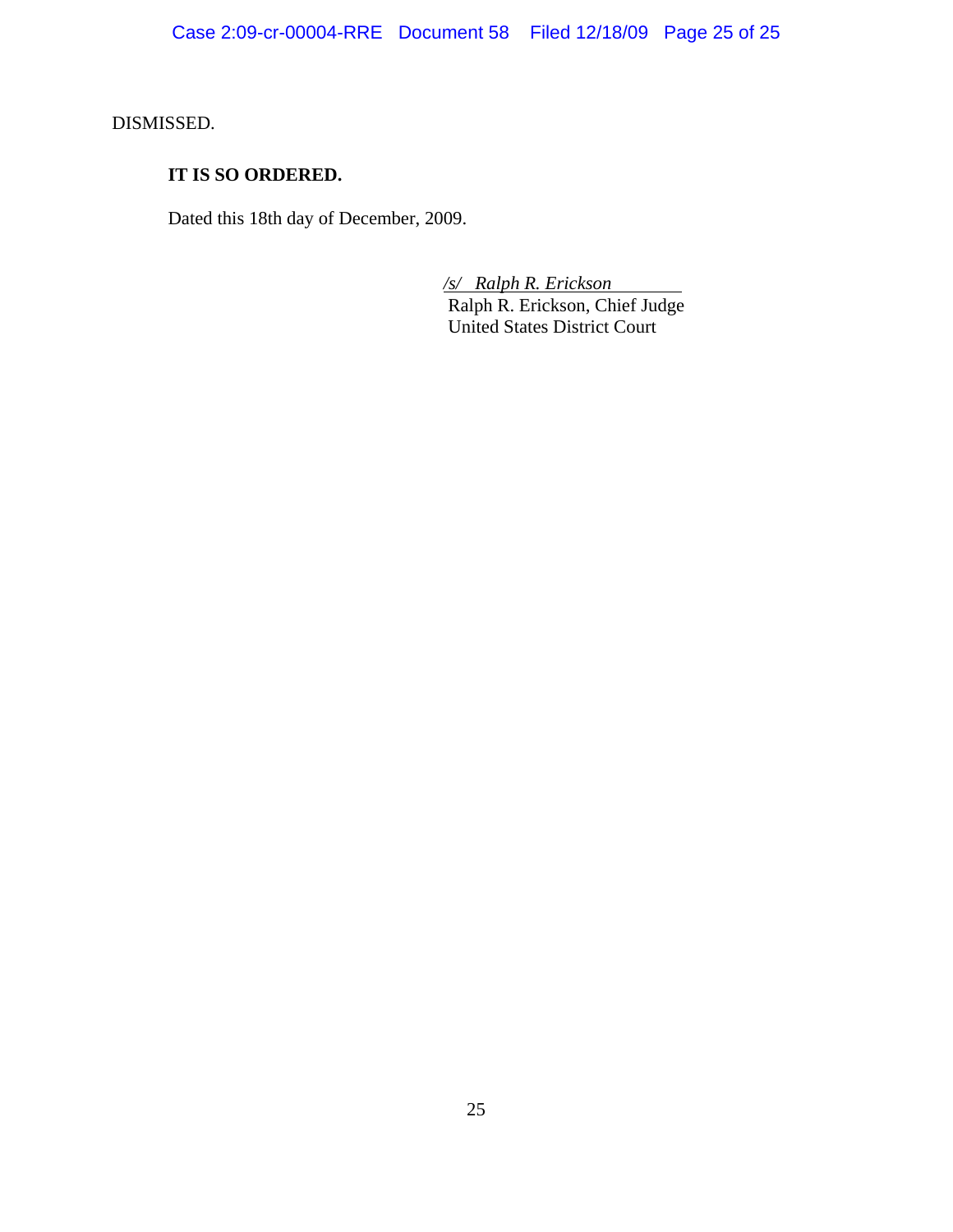DISMISSED.

**IT IS SO ORDERED.**

Dated this 18th day of December, 2009.

*/s/ Ralph R. Erickson*
Ralph R. Erickson, Chief Judge
United States District Court